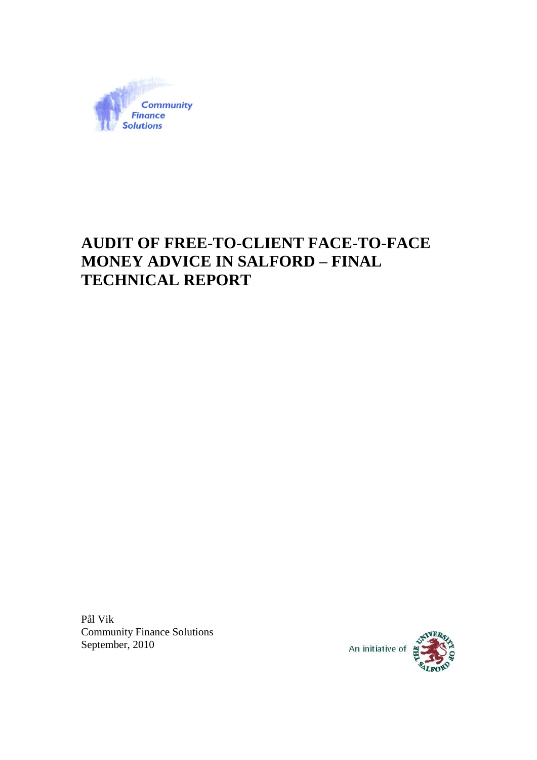Community Finance Solutions

# AUDIT OF FREE-TO-CLIENT FACE-TO-FACE MONEY ADVICE IN SALFORD – FINAL TECHNICAL REPORT

Pål Vik
Community Finance Solutions
September, 2010

An initiative of The University of Salford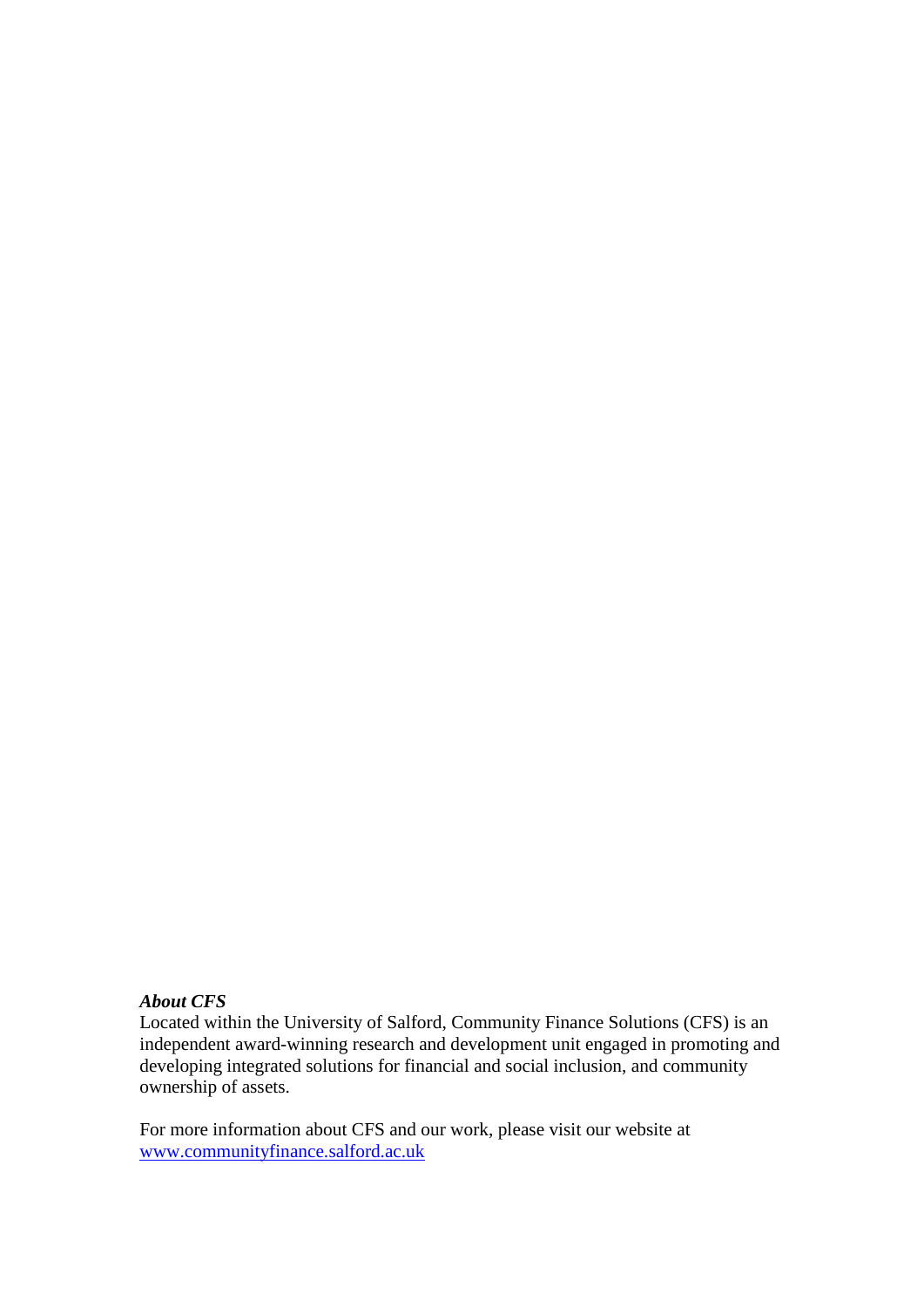***About CFS***

Located within the University of Salford, Community Finance Solutions (CFS) is an independent award-winning research and development unit engaged in promoting and developing integrated solutions for financial and social inclusion, and community ownership of assets.

For more information about CFS and our work, please visit our website at [www.communityfinance.salford.ac.uk](http://www.communityfinance.salford.ac.uk)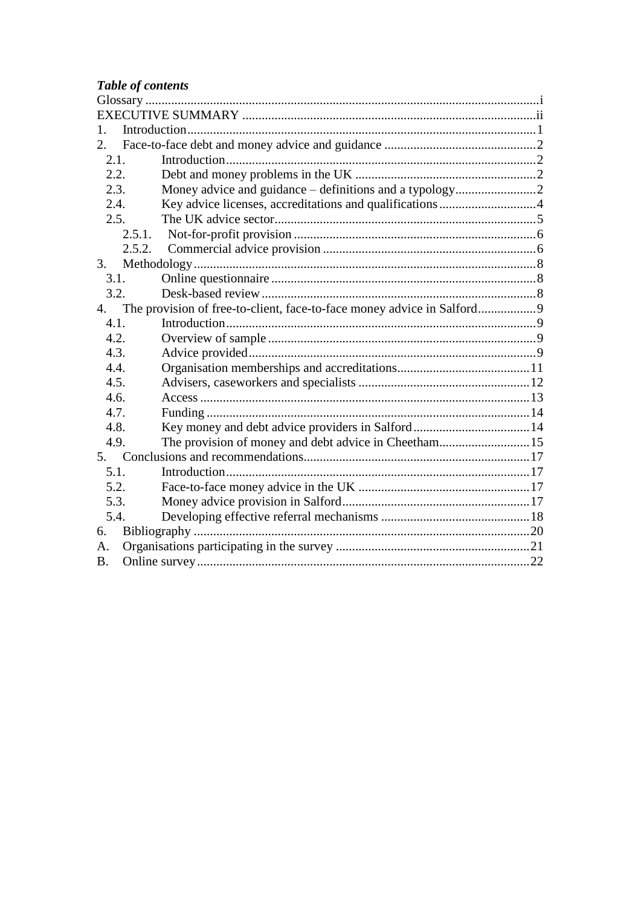***Table of contents***

Glossary ........................................................................................................................i
EXECUTIVE SUMMARY ..........................................................................................ii
1. Introduction...........................................................................................................1
2. Face-to-face debt and money advice and guidance ...............................................2
   2.1. Introduction...............................................................................................2
   2.2. Debt and money problems in the UK ........................................................2
   2.3. Money advice and guidance – definitions and a typology.........................2
   2.4. Key advice licenses, accreditations and qualifications..............................4
   2.5. The UK advice sector................................................................................5
      2.5.1. Not-for-profit provision ..........................................................................6
      2.5.2. Commercial advice provision .................................................................6
3. Methodology.........................................................................................................8
   3.1. Online questionnaire .................................................................................8
   3.2. Desk-based review .....................................................................................8
4. The provision of free-to-client, face-to-face money advice in Salford..................9
   4.1. Introduction...............................................................................................9
   4.2. Overview of sample ...................................................................................9
   4.3. Advice provided.........................................................................................9
   4.4. Organisation memberships and accreditations.........................................11
   4.5. Advisers, caseworkers and specialists .....................................................12
   4.6. Access .....................................................................................................13
   4.7. Funding ...................................................................................................14
   4.8. Key money and debt advice providers in Salford....................................14
   4.9. The provision of money and debt advice in Cheetham............................15
5. Conclusions and recommendations.....................................................................17
   5.1. Introduction.............................................................................................17
   5.2. Face-to-face money advice in the UK .....................................................17
   5.3. Money advice provision in Salford..........................................................17
   5.4. Developing effective referral mechanisms .............................................18
6. Bibliography .......................................................................................................20
A. Organisations participating in the survey ............................................................21
B. Online survey......................................................................................................22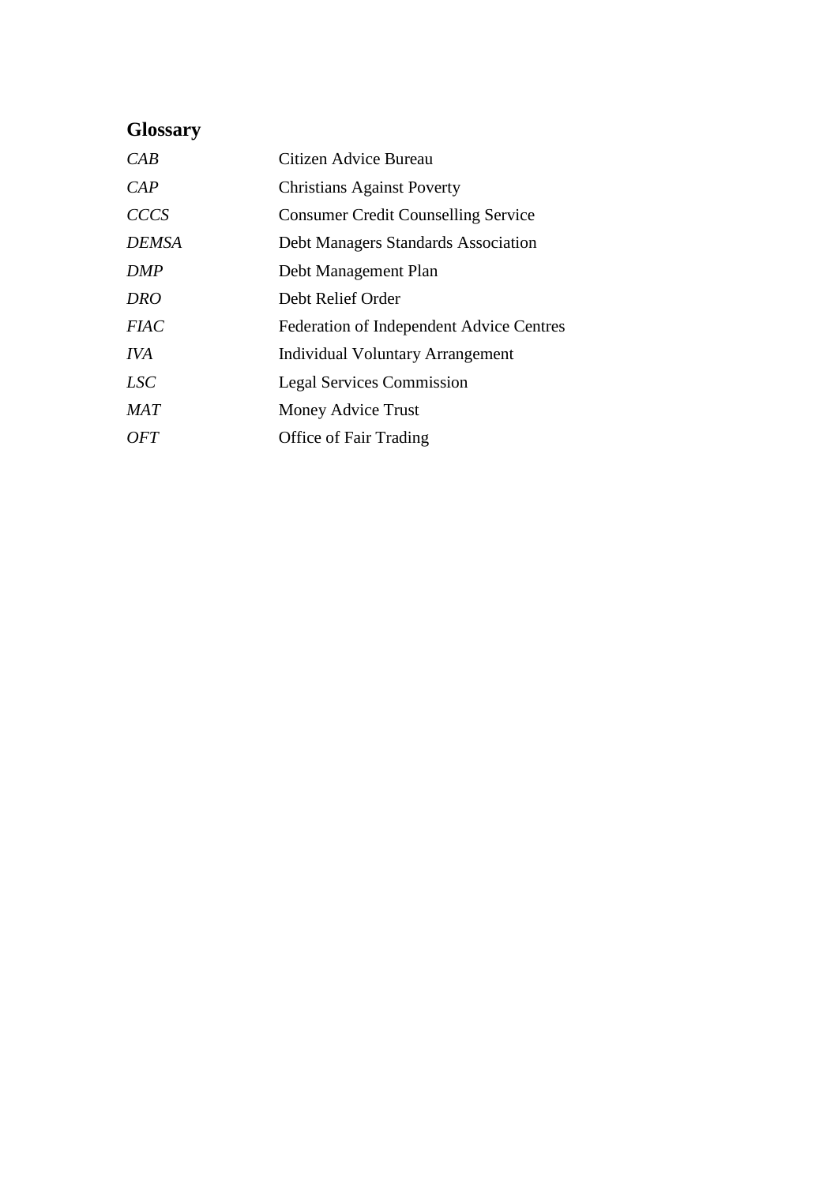## Glossary

| | |
|---|---|
| *CAB* | Citizen Advice Bureau |
| *CAP* | Christians Against Poverty |
| *CCCS* | Consumer Credit Counselling Service |
| *DEMSA* | Debt Managers Standards Association |
| *DMP* | Debt Management Plan |
| *DRO* | Debt Relief Order |
| *FIAC* | Federation of Independent Advice Centres |
| *IVA* | Individual Voluntary Arrangement |
| *LSC* | Legal Services Commission |
| *MAT* | Money Advice Trust |
| *OFT* | Office of Fair Trading |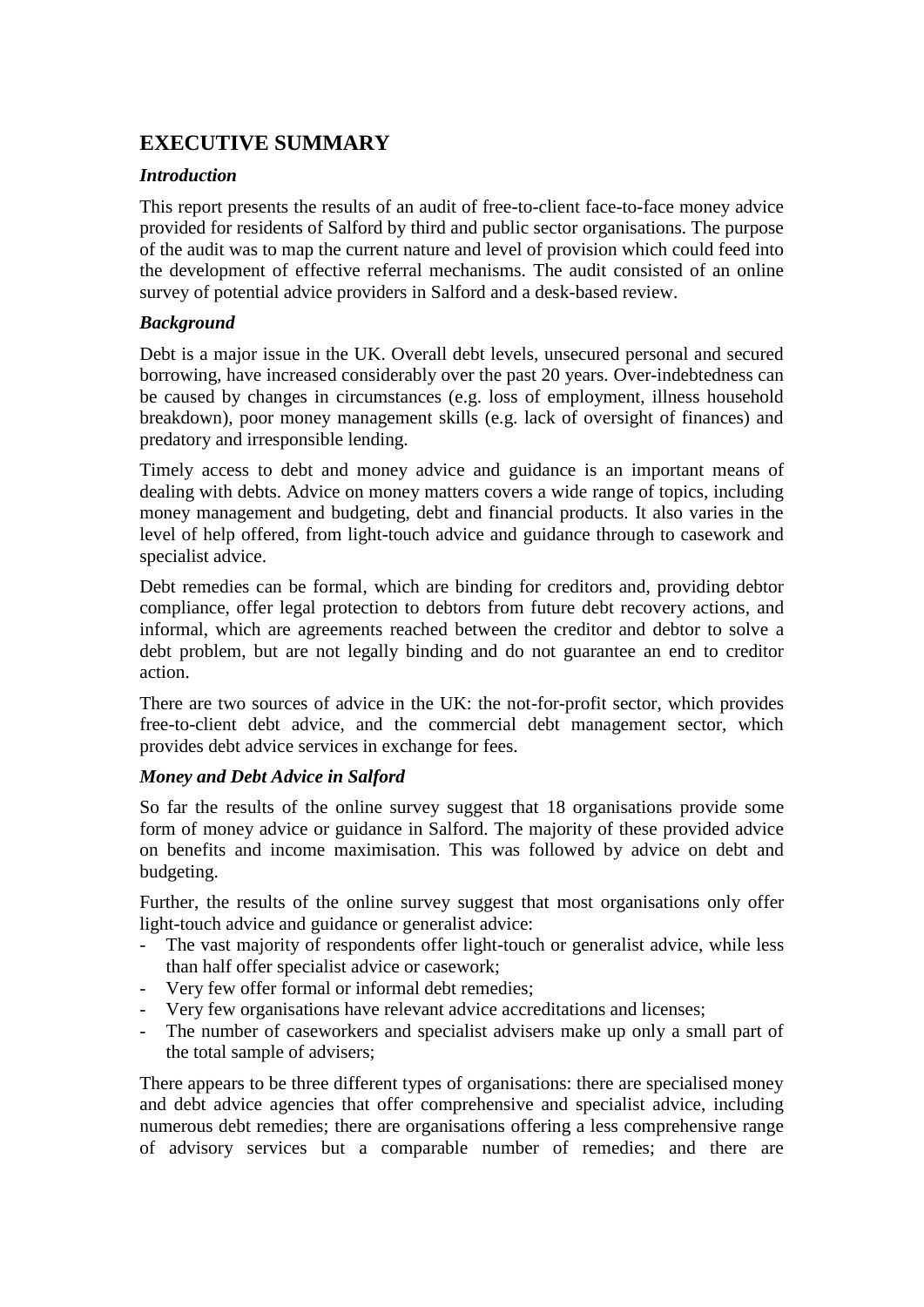## EXECUTIVE SUMMARY

### *Introduction*

This report presents the results of an audit of free-to-client face-to-face money advice provided for residents of Salford by third and public sector organisations. The purpose of the audit was to map the current nature and level of provision which could feed into the development of effective referral mechanisms. The audit consisted of an online survey of potential advice providers in Salford and a desk-based review.

### *Background*

Debt is a major issue in the UK. Overall debt levels, unsecured personal and secured borrowing, have increased considerably over the past 20 years. Over-indebtedness can be caused by changes in circumstances (e.g. loss of employment, illness household breakdown), poor money management skills (e.g. lack of oversight of finances) and predatory and irresponsible lending.

Timely access to debt and money advice and guidance is an important means of dealing with debts. Advice on money matters covers a wide range of topics, including money management and budgeting, debt and financial products. It also varies in the level of help offered, from light-touch advice and guidance through to casework and specialist advice.

Debt remedies can be formal, which are binding for creditors and, providing debtor compliance, offer legal protection to debtors from future debt recovery actions, and informal, which are agreements reached between the creditor and debtor to solve a debt problem, but are not legally binding and do not guarantee an end to creditor action.

There are two sources of advice in the UK: the not-for-profit sector, which provides free-to-client debt advice, and the commercial debt management sector, which provides debt advice services in exchange for fees.

### *Money and Debt Advice in Salford*

So far the results of the online survey suggest that 18 organisations provide some form of money advice or guidance in Salford. The majority of these provided advice on benefits and income maximisation. This was followed by advice on debt and budgeting.

Further, the results of the online survey suggest that most organisations only offer light-touch advice and guidance or generalist advice:

- The vast majority of respondents offer light-touch or generalist advice, while less than half offer specialist advice or casework;
- Very few offer formal or informal debt remedies;
- Very few organisations have relevant advice accreditations and licenses;
- The number of caseworkers and specialist advisers make up only a small part of the total sample of advisers;

There appears to be three different types of organisations: there are specialised money and debt advice agencies that offer comprehensive and specialist advice, including numerous debt remedies; there are organisations offering a less comprehensive range of advisory services but a comparable number of remedies; and there are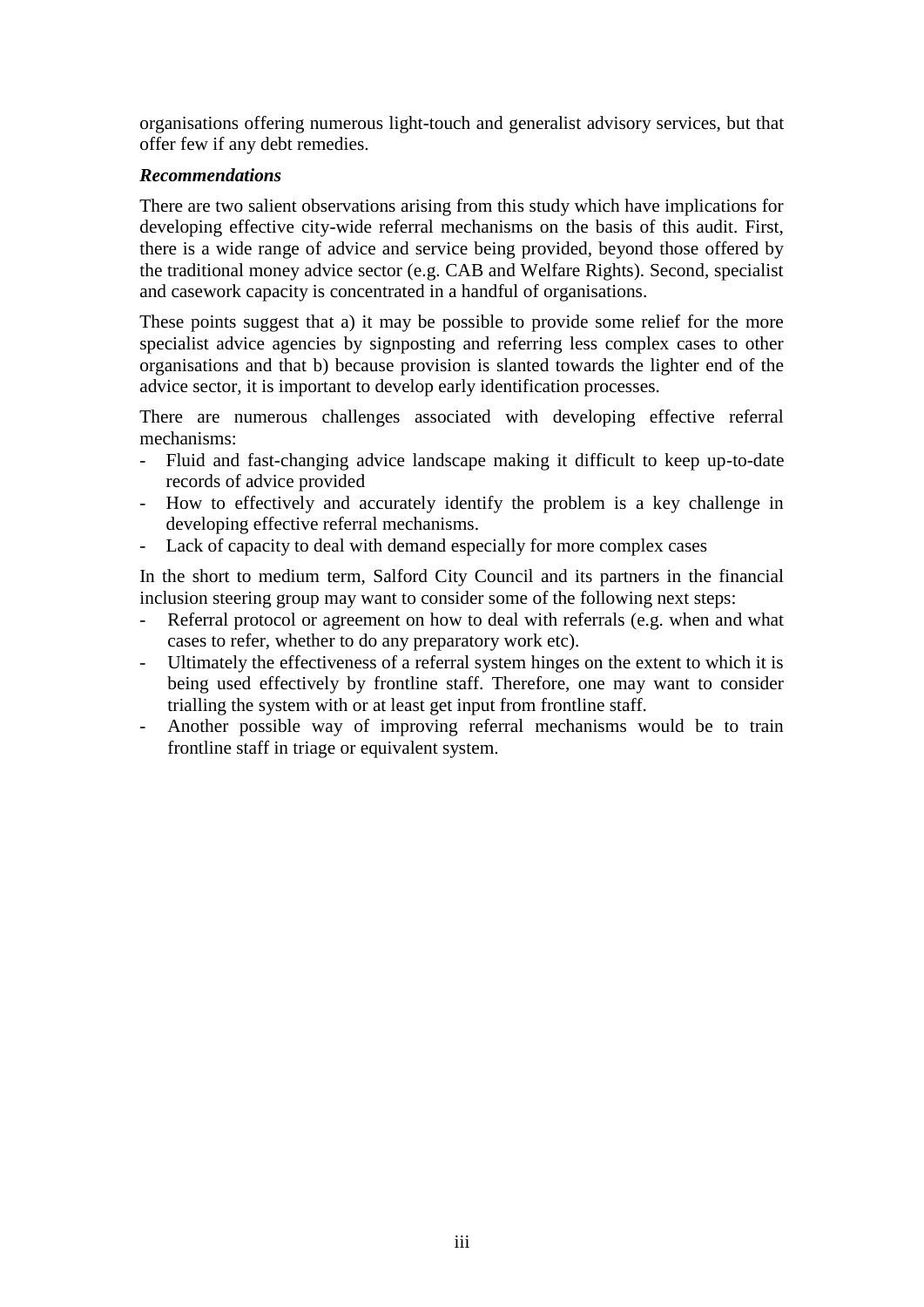organisations offering numerous light-touch and generalist advisory services, but that offer few if any debt remedies.

***Recommendations***

There are two salient observations arising from this study which have implications for developing effective city-wide referral mechanisms on the basis of this audit. First, there is a wide range of advice and service being provided, beyond those offered by the traditional money advice sector (e.g. CAB and Welfare Rights). Second, specialist and casework capacity is concentrated in a handful of organisations.

These points suggest that a) it may be possible to provide some relief for the more specialist advice agencies by signposting and referring less complex cases to other organisations and that b) because provision is slanted towards the lighter end of the advice sector, it is important to develop early identification processes.

There are numerous challenges associated with developing effective referral mechanisms:

- Fluid and fast-changing advice landscape making it difficult to keep up-to-date records of advice provided
- How to effectively and accurately identify the problem is a key challenge in developing effective referral mechanisms.
- Lack of capacity to deal with demand especially for more complex cases

In the short to medium term, Salford City Council and its partners in the financial inclusion steering group may want to consider some of the following next steps:

- Referral protocol or agreement on how to deal with referrals (e.g. when and what cases to refer, whether to do any preparatory work etc).
- Ultimately the effectiveness of a referral system hinges on the extent to which it is being used effectively by frontline staff. Therefore, one may want to consider trialling the system with or at least get input from frontline staff.
- Another possible way of improving referral mechanisms would be to train frontline staff in triage or equivalent system.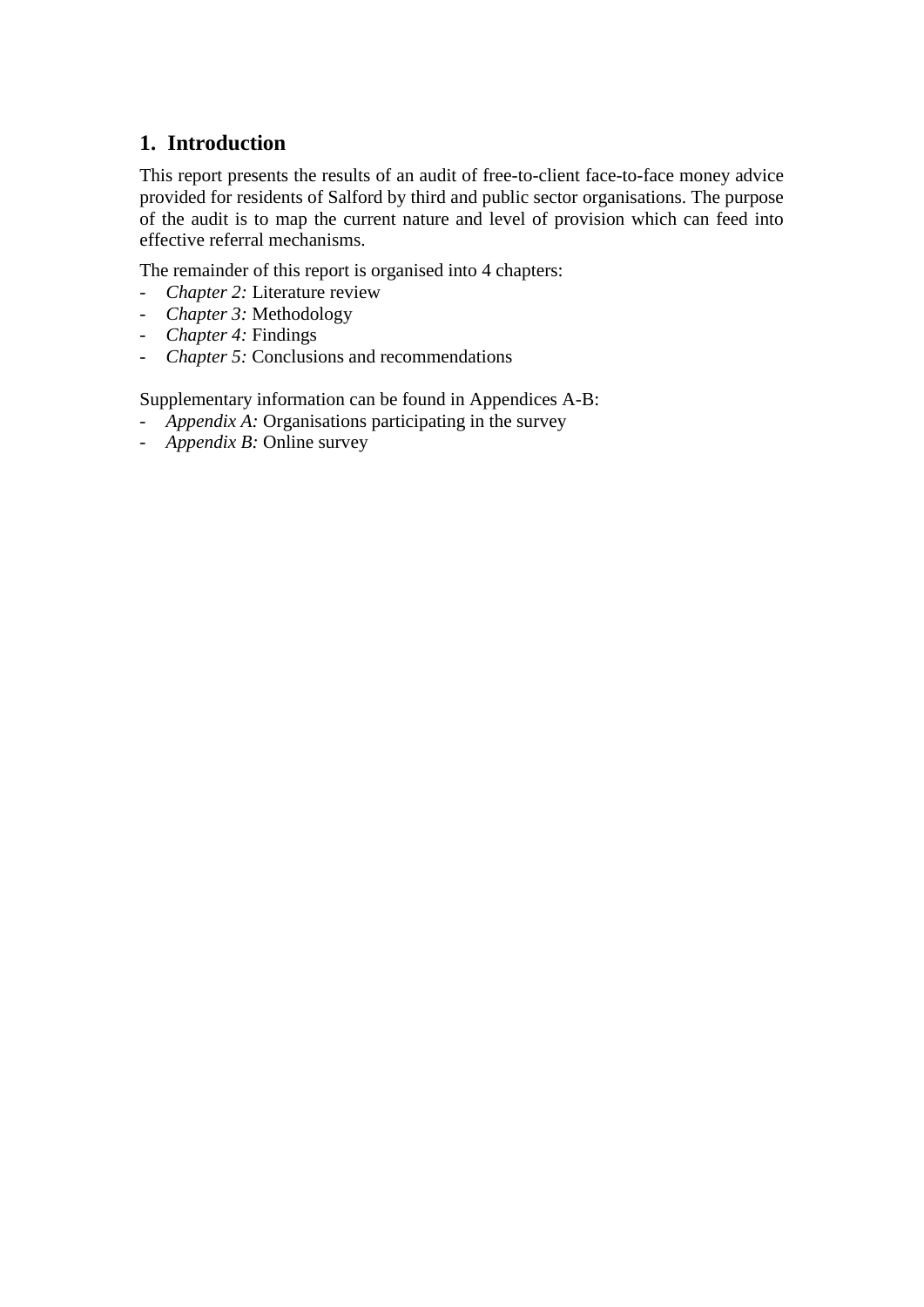# 1. Introduction

This report presents the results of an audit of free-to-client face-to-face money advice provided for residents of Salford by third and public sector organisations. The purpose of the audit is to map the current nature and level of provision which can feed into effective referral mechanisms.

The remainder of this report is organised into 4 chapters:

- *Chapter 2:* Literature review
- *Chapter 3:* Methodology
- *Chapter 4:* Findings
- *Chapter 5:* Conclusions and recommendations

Supplementary information can be found in Appendices A-B:

- *Appendix A:* Organisations participating in the survey
- *Appendix B:* Online survey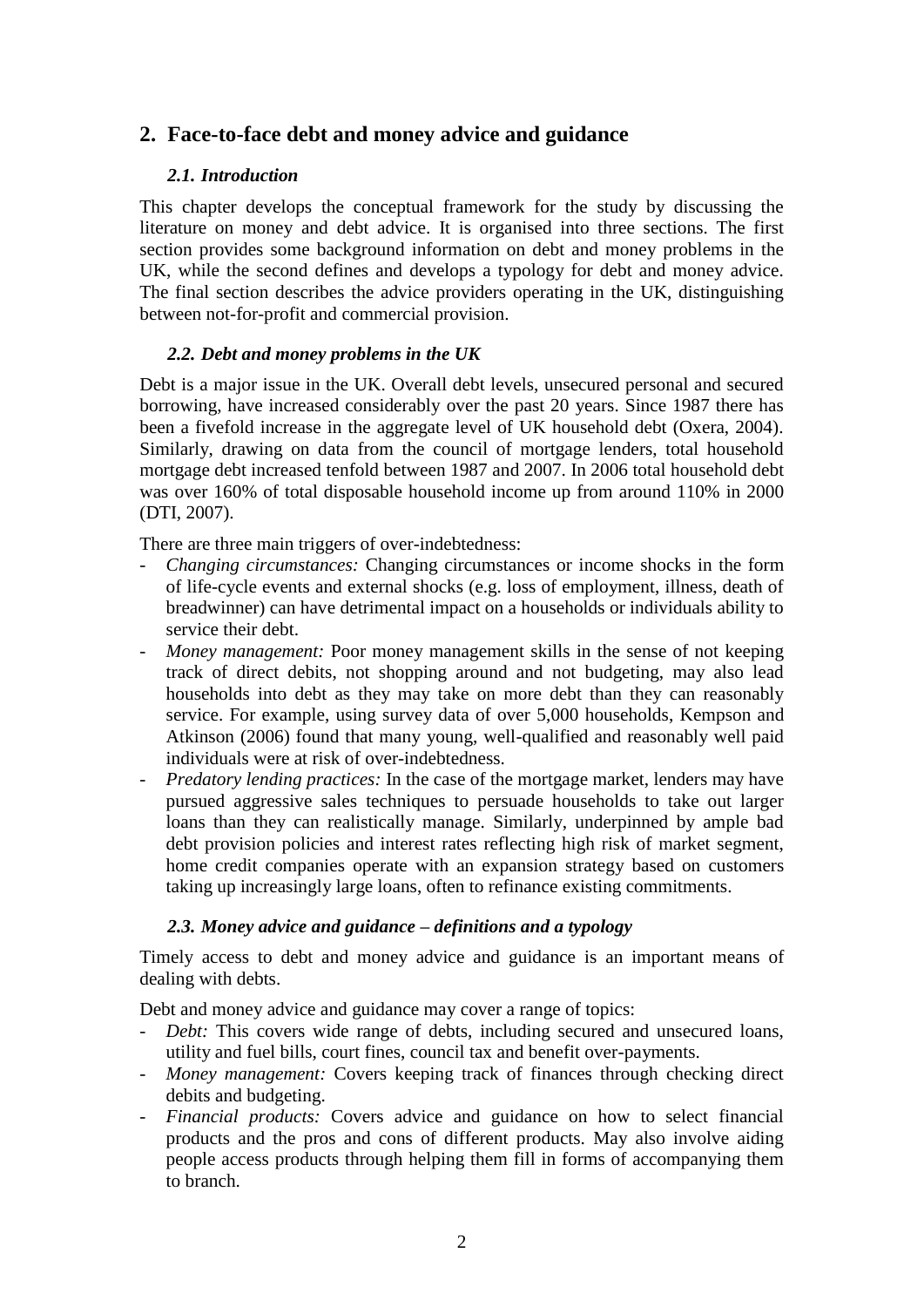## 2. Face-to-face debt and money advice and guidance

### *2.1. Introduction*

This chapter develops the conceptual framework for the study by discussing the literature on money and debt advice. It is organised into three sections. The first section provides some background information on debt and money problems in the UK, while the second defines and develops a typology for debt and money advice. The final section describes the advice providers operating in the UK, distinguishing between not-for-profit and commercial provision.

### *2.2. Debt and money problems in the UK*

Debt is a major issue in the UK. Overall debt levels, unsecured personal and secured borrowing, have increased considerably over the past 20 years. Since 1987 there has been a fivefold increase in the aggregate level of UK household debt (Oxera, 2004). Similarly, drawing on data from the council of mortgage lenders, total household mortgage debt increased tenfold between 1987 and 2007. In 2006 total household debt was over 160% of total disposable household income up from around 110% in 2000 (DTI, 2007).

There are three main triggers of over-indebtedness:

- *Changing circumstances:* Changing circumstances or income shocks in the form of life-cycle events and external shocks (e.g. loss of employment, illness, death of breadwinner) can have detrimental impact on a households or individuals ability to service their debt.
- *Money management:* Poor money management skills in the sense of not keeping track of direct debits, not shopping around and not budgeting, may also lead households into debt as they may take on more debt than they can reasonably service. For example, using survey data of over 5,000 households, Kempson and Atkinson (2006) found that many young, well-qualified and reasonably well paid individuals were at risk of over-indebtedness.
- *Predatory lending practices:* In the case of the mortgage market, lenders may have pursued aggressive sales techniques to persuade households to take out larger loans than they can realistically manage. Similarly, underpinned by ample bad debt provision policies and interest rates reflecting high risk of market segment, home credit companies operate with an expansion strategy based on customers taking up increasingly large loans, often to refinance existing commitments.

### *2.3. Money advice and guidance – definitions and a typology*

Timely access to debt and money advice and guidance is an important means of dealing with debts.

Debt and money advice and guidance may cover a range of topics:

- *Debt:* This covers wide range of debts, including secured and unsecured loans, utility and fuel bills, court fines, council tax and benefit over-payments.
- *Money management:* Covers keeping track of finances through checking direct debits and budgeting.
- *Financial products:* Covers advice and guidance on how to select financial products and the pros and cons of different products. May also involve aiding people access products through helping them fill in forms of accompanying them to branch.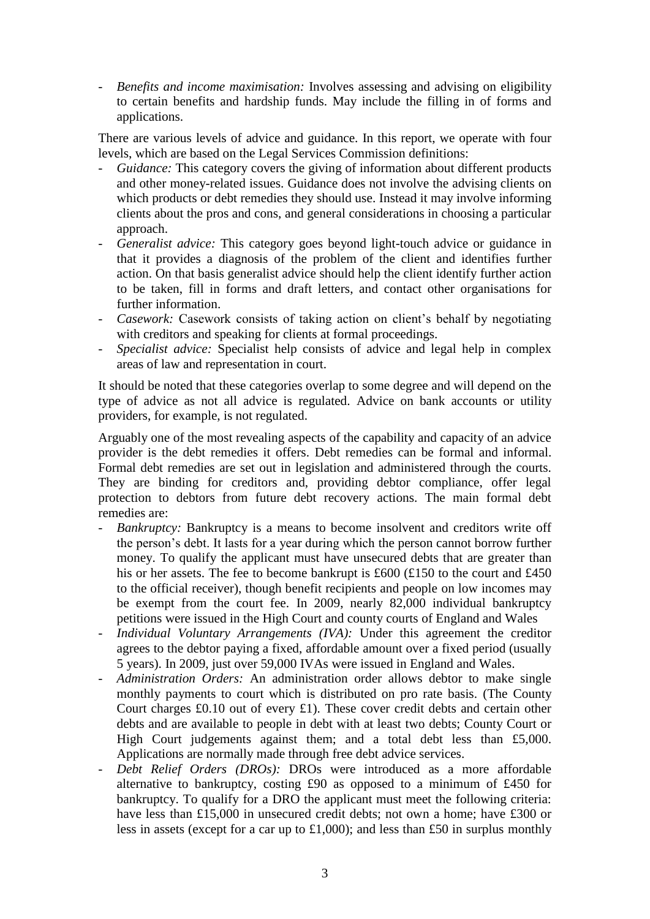- *Benefits and income maximisation:* Involves assessing and advising on eligibility to certain benefits and hardship funds. May include the filling in of forms and applications.

There are various levels of advice and guidance. In this report, we operate with four levels, which are based on the Legal Services Commission definitions:

- *Guidance:* This category covers the giving of information about different products and other money-related issues. Guidance does not involve the advising clients on which products or debt remedies they should use. Instead it may involve informing clients about the pros and cons, and general considerations in choosing a particular approach.
- *Generalist advice:* This category goes beyond light-touch advice or guidance in that it provides a diagnosis of the problem of the client and identifies further action. On that basis generalist advice should help the client identify further action to be taken, fill in forms and draft letters, and contact other organisations for further information.
- *Casework:* Casework consists of taking action on client's behalf by negotiating with creditors and speaking for clients at formal proceedings.
- *Specialist advice:* Specialist help consists of advice and legal help in complex areas of law and representation in court.

It should be noted that these categories overlap to some degree and will depend on the type of advice as not all advice is regulated. Advice on bank accounts or utility providers, for example, is not regulated.

Arguably one of the most revealing aspects of the capability and capacity of an advice provider is the debt remedies it offers. Debt remedies can be formal and informal. Formal debt remedies are set out in legislation and administered through the courts. They are binding for creditors and, providing debtor compliance, offer legal protection to debtors from future debt recovery actions. The main formal debt remedies are:

- *Bankruptcy:* Bankruptcy is a means to become insolvent and creditors write off the person's debt. It lasts for a year during which the person cannot borrow further money. To qualify the applicant must have unsecured debts that are greater than his or her assets. The fee to become bankrupt is £600 (£150 to the court and £450 to the official receiver), though benefit recipients and people on low incomes may be exempt from the court fee. In 2009, nearly 82,000 individual bankruptcy petitions were issued in the High Court and county courts of England and Wales
- *Individual Voluntary Arrangements (IVA):* Under this agreement the creditor agrees to the debtor paying a fixed, affordable amount over a fixed period (usually 5 years). In 2009, just over 59,000 IVAs were issued in England and Wales.
- *Administration Orders:* An administration order allows debtor to make single monthly payments to court which is distributed on pro rate basis. (The County Court charges £0.10 out of every £1). These cover credit debts and certain other debts and are available to people in debt with at least two debts; County Court or High Court judgements against them; and a total debt less than £5,000. Applications are normally made through free debt advice services.
- *Debt Relief Orders (DROs):* DROs were introduced as a more affordable alternative to bankruptcy, costing £90 as opposed to a minimum of £450 for bankruptcy. To qualify for a DRO the applicant must meet the following criteria: have less than £15,000 in unsecured credit debts; not own a home; have £300 or less in assets (except for a car up to £1,000); and less than £50 in surplus monthly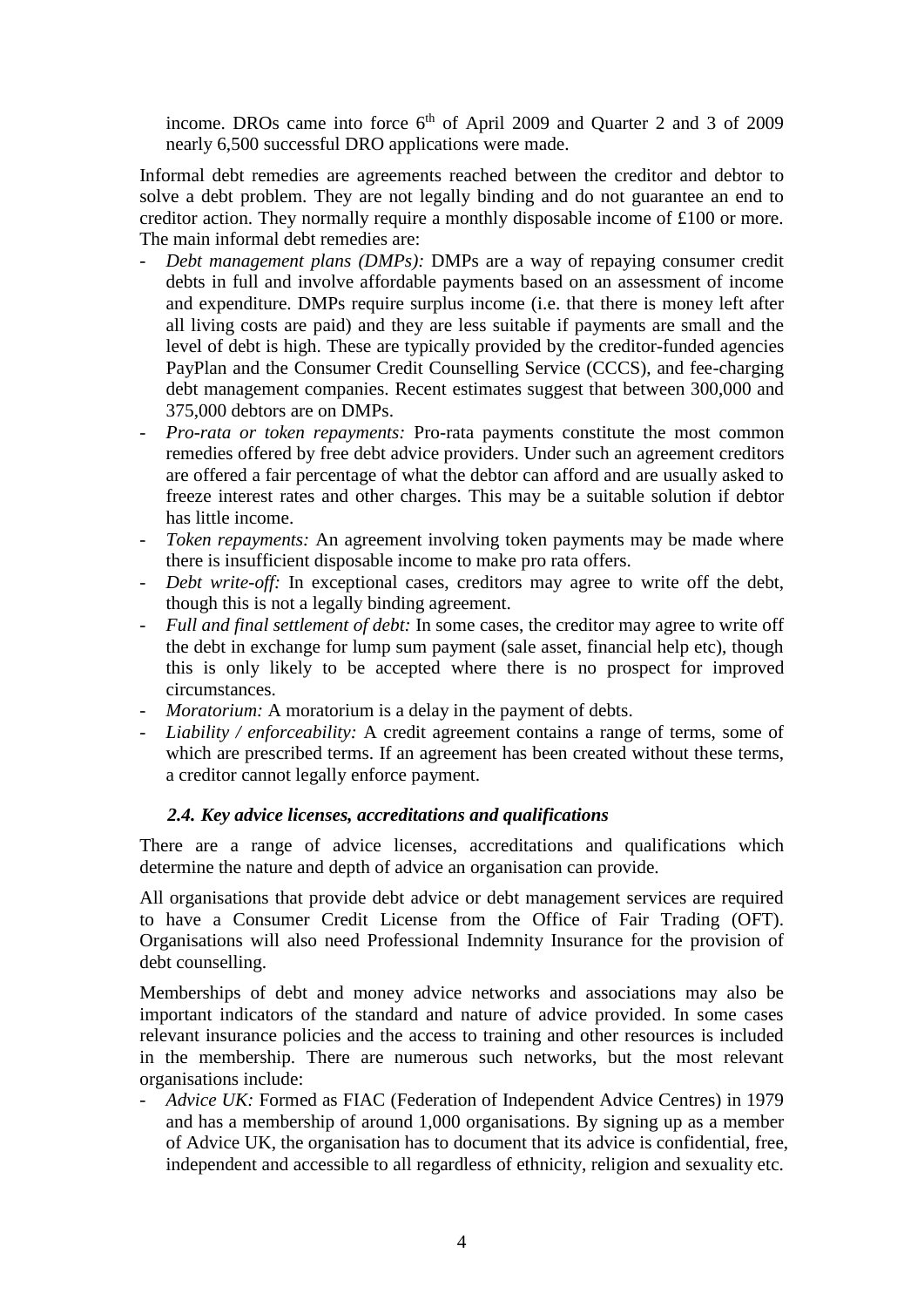income. DROs came into force 6th of April 2009 and Quarter 2 and 3 of 2009 nearly 6,500 successful DRO applications were made.

Informal debt remedies are agreements reached between the creditor and debtor to solve a debt problem. They are not legally binding and do not guarantee an end to creditor action. They normally require a monthly disposable income of £100 or more. The main informal debt remedies are:

- *Debt management plans (DMPs):* DMPs are a way of repaying consumer credit debts in full and involve affordable payments based on an assessment of income and expenditure. DMPs require surplus income (i.e. that there is money left after all living costs are paid) and they are less suitable if payments are small and the level of debt is high. These are typically provided by the creditor-funded agencies PayPlan and the Consumer Credit Counselling Service (CCCS), and fee-charging debt management companies. Recent estimates suggest that between 300,000 and 375,000 debtors are on DMPs.
- *Pro-rata or token repayments:* Pro-rata payments constitute the most common remedies offered by free debt advice providers. Under such an agreement creditors are offered a fair percentage of what the debtor can afford and are usually asked to freeze interest rates and other charges. This may be a suitable solution if debtor has little income.
- *Token repayments:* An agreement involving token payments may be made where there is insufficient disposable income to make pro rata offers.
- *Debt write-off:* In exceptional cases, creditors may agree to write off the debt, though this is not a legally binding agreement.
- *Full and final settlement of debt:* In some cases, the creditor may agree to write off the debt in exchange for lump sum payment (sale asset, financial help etc), though this is only likely to be accepted where there is no prospect for improved circumstances.
- *Moratorium:* A moratorium is a delay in the payment of debts.
- *Liability / enforceability:* A credit agreement contains a range of terms, some of which are prescribed terms. If an agreement has been created without these terms, a creditor cannot legally enforce payment.

### *2.4. Key advice licenses, accreditations and qualifications*

There are a range of advice licenses, accreditations and qualifications which determine the nature and depth of advice an organisation can provide.

All organisations that provide debt advice or debt management services are required to have a Consumer Credit License from the Office of Fair Trading (OFT). Organisations will also need Professional Indemnity Insurance for the provision of debt counselling.

Memberships of debt and money advice networks and associations may also be important indicators of the standard and nature of advice provided. In some cases relevant insurance policies and the access to training and other resources is included in the membership. There are numerous such networks, but the most relevant organisations include:

- *Advice UK:* Formed as FIAC (Federation of Independent Advice Centres) in 1979 and has a membership of around 1,000 organisations. By signing up as a member of Advice UK, the organisation has to document that its advice is confidential, free, independent and accessible to all regardless of ethnicity, religion and sexuality etc.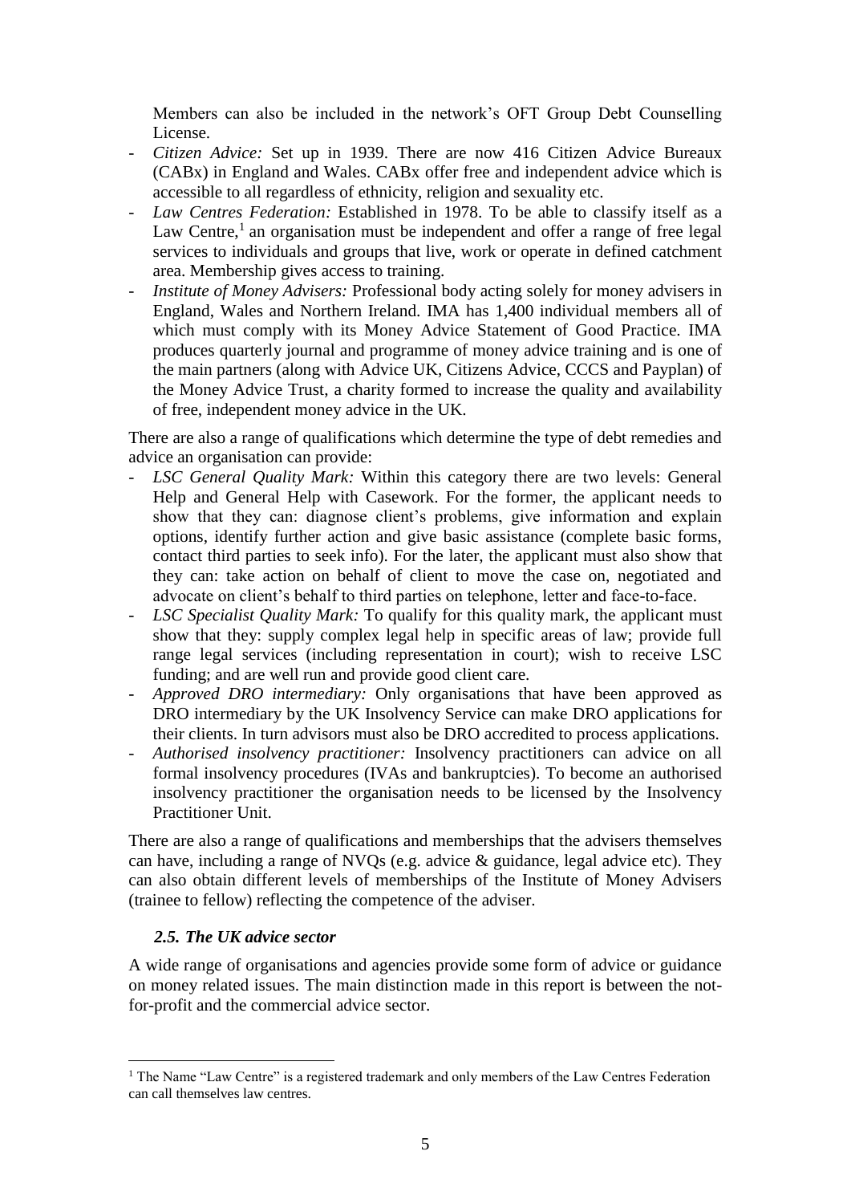Members can also be included in the network's OFT Group Debt Counselling License.

- *Citizen Advice:* Set up in 1939. There are now 416 Citizen Advice Bureaux (CABx) in England and Wales. CABx offer free and independent advice which is accessible to all regardless of ethnicity, religion and sexuality etc.
- *Law Centres Federation:* Established in 1978. To be able to classify itself as a Law Centre,[1] an organisation must be independent and offer a range of free legal services to individuals and groups that live, work or operate in defined catchment area. Membership gives access to training.
- *Institute of Money Advisers:* Professional body acting solely for money advisers in England, Wales and Northern Ireland. IMA has 1,400 individual members all of which must comply with its Money Advice Statement of Good Practice. IMA produces quarterly journal and programme of money advice training and is one of the main partners (along with Advice UK, Citizens Advice, CCCS and Payplan) of the Money Advice Trust, a charity formed to increase the quality and availability of free, independent money advice in the UK.

There are also a range of qualifications which determine the type of debt remedies and advice an organisation can provide:

- *LSC General Quality Mark:* Within this category there are two levels: General Help and General Help with Casework. For the former, the applicant needs to show that they can: diagnose client's problems, give information and explain options, identify further action and give basic assistance (complete basic forms, contact third parties to seek info). For the later, the applicant must also show that they can: take action on behalf of client to move the case on, negotiated and advocate on client's behalf to third parties on telephone, letter and face-to-face.
- *LSC Specialist Quality Mark:* To qualify for this quality mark, the applicant must show that they: supply complex legal help in specific areas of law; provide full range legal services (including representation in court); wish to receive LSC funding; and are well run and provide good client care.
- *Approved DRO intermediary:* Only organisations that have been approved as DRO intermediary by the UK Insolvency Service can make DRO applications for their clients. In turn advisors must also be DRO accredited to process applications.
- *Authorised insolvency practitioner:* Insolvency practitioners can advice on all formal insolvency procedures (IVAs and bankruptcies). To become an authorised insolvency practitioner the organisation needs to be licensed by the Insolvency Practitioner Unit.

There are also a range of qualifications and memberships that the advisers themselves can have, including a range of NVQs (e.g. advice & guidance, legal advice etc). They can also obtain different levels of memberships of the Institute of Money Advisers (trainee to fellow) reflecting the competence of the adviser.

### *2.5. The UK advice sector*

A wide range of organisations and agencies provide some form of advice or guidance on money related issues. The main distinction made in this report is between the not-for-profit and the commercial advice sector.

[1] The Name "Law Centre" is a registered trademark and only members of the Law Centres Federation can call themselves law centres.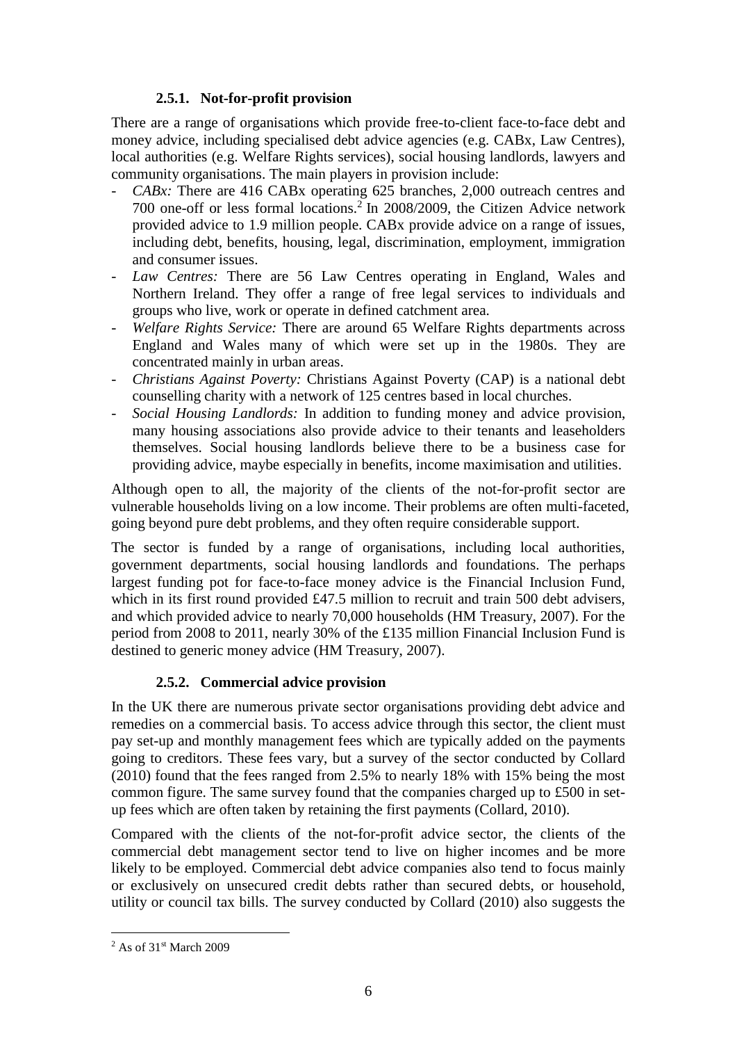### 2.5.1. Not-for-profit provision

There are a range of organisations which provide free-to-client face-to-face debt and money advice, including specialised debt advice agencies (e.g. CABx, Law Centres), local authorities (e.g. Welfare Rights services), social housing landlords, lawyers and community organisations. The main players in provision include:

- *CABx:* There are 416 CABx operating 625 branches, 2,000 outreach centres and 700 one-off or less formal locations.[2] In 2008/2009, the Citizen Advice network provided advice to 1.9 million people. CABx provide advice on a range of issues, including debt, benefits, housing, legal, discrimination, employment, immigration and consumer issues.
- *Law Centres:* There are 56 Law Centres operating in England, Wales and Northern Ireland. They offer a range of free legal services to individuals and groups who live, work or operate in defined catchment area.
- *Welfare Rights Service:* There are around 65 Welfare Rights departments across England and Wales many of which were set up in the 1980s. They are concentrated mainly in urban areas.
- *Christians Against Poverty:* Christians Against Poverty (CAP) is a national debt counselling charity with a network of 125 centres based in local churches.
- *Social Housing Landlords:* In addition to funding money and advice provision, many housing associations also provide advice to their tenants and leaseholders themselves. Social housing landlords believe there to be a business case for providing advice, maybe especially in benefits, income maximisation and utilities.

Although open to all, the majority of the clients of the not-for-profit sector are vulnerable households living on a low income. Their problems are often multi-faceted, going beyond pure debt problems, and they often require considerable support.

The sector is funded by a range of organisations, including local authorities, government departments, social housing landlords and foundations. The perhaps largest funding pot for face-to-face money advice is the Financial Inclusion Fund, which in its first round provided £47.5 million to recruit and train 500 debt advisers, and which provided advice to nearly 70,000 households (HM Treasury, 2007). For the period from 2008 to 2011, nearly 30% of the £135 million Financial Inclusion Fund is destined to generic money advice (HM Treasury, 2007).

### 2.5.2. Commercial advice provision

In the UK there are numerous private sector organisations providing debt advice and remedies on a commercial basis. To access advice through this sector, the client must pay set-up and monthly management fees which are typically added on the payments going to creditors. These fees vary, but a survey of the sector conducted by Collard (2010) found that the fees ranged from 2.5% to nearly 18% with 15% being the most common figure. The same survey found that the companies charged up to £500 in set-up fees which are often taken by retaining the first payments (Collard, 2010).

Compared with the clients of the not-for-profit advice sector, the clients of the commercial debt management sector tend to live on higher incomes and be more likely to be employed. Commercial debt advice companies also tend to focus mainly or exclusively on unsecured credit debts rather than secured debts, or household, utility or council tax bills. The survey conducted by Collard (2010) also suggests the

[2] As of 31st March 2009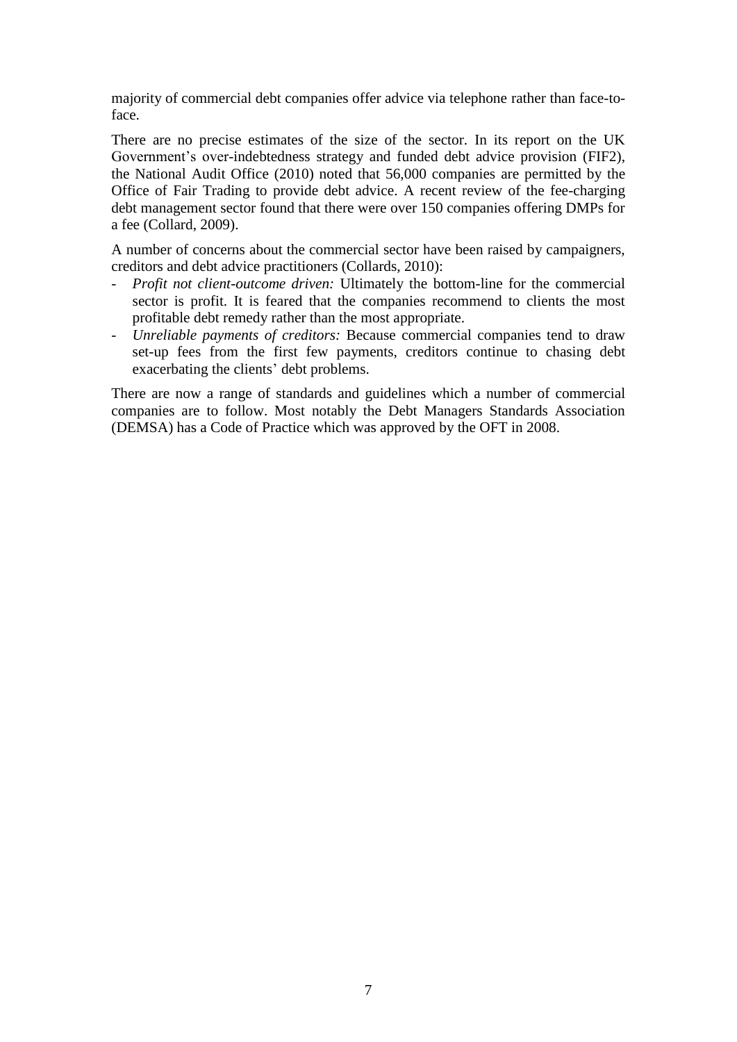majority of commercial debt companies offer advice via telephone rather than face-to-face.

There are no precise estimates of the size of the sector. In its report on the UK Government's over-indebtedness strategy and funded debt advice provision (FIF2), the National Audit Office (2010) noted that 56,000 companies are permitted by the Office of Fair Trading to provide debt advice. A recent review of the fee-charging debt management sector found that there were over 150 companies offering DMPs for a fee (Collard, 2009).

A number of concerns about the commercial sector have been raised by campaigners, creditors and debt advice practitioners (Collards, 2010):

- *Profit not client-outcome driven:* Ultimately the bottom-line for the commercial sector is profit. It is feared that the companies recommend to clients the most profitable debt remedy rather than the most appropriate.
- *Unreliable payments of creditors:* Because commercial companies tend to draw set-up fees from the first few payments, creditors continue to chasing debt exacerbating the clients' debt problems.

There are now a range of standards and guidelines which a number of commercial companies are to follow. Most notably the Debt Managers Standards Association (DEMSA) has a Code of Practice which was approved by the OFT in 2008.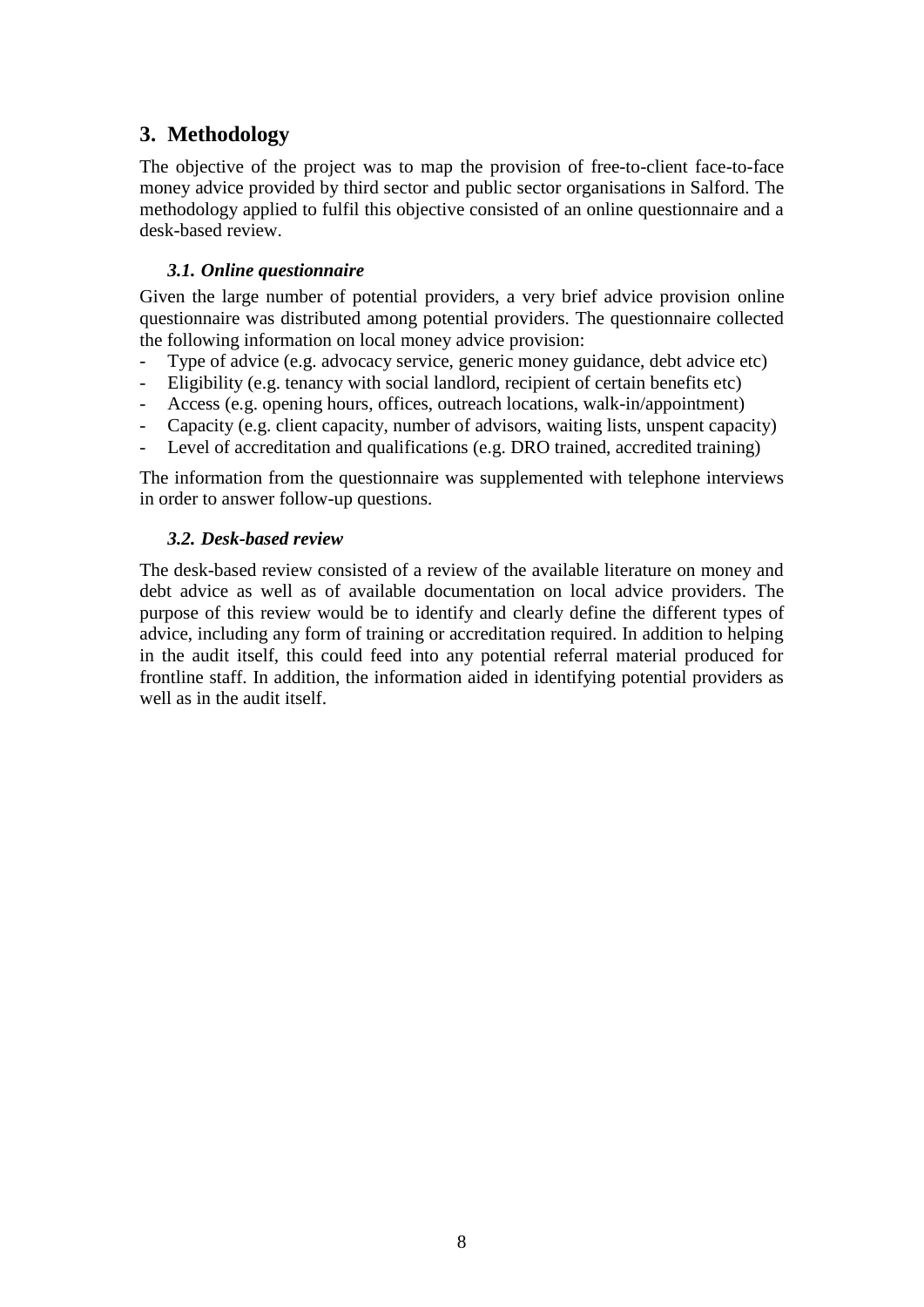## 3. Methodology

The objective of the project was to map the provision of free-to-client face-to-face money advice provided by third sector and public sector organisations in Salford. The methodology applied to fulfil this objective consisted of an online questionnaire and a desk-based review.

### *3.1. Online questionnaire*

Given the large number of potential providers, a very brief advice provision online questionnaire was distributed among potential providers. The questionnaire collected the following information on local money advice provision:

- Type of advice (e.g. advocacy service, generic money guidance, debt advice etc)
- Eligibility (e.g. tenancy with social landlord, recipient of certain benefits etc)
- Access (e.g. opening hours, offices, outreach locations, walk-in/appointment)
- Capacity (e.g. client capacity, number of advisors, waiting lists, unspent capacity)
- Level of accreditation and qualifications (e.g. DRO trained, accredited training)

The information from the questionnaire was supplemented with telephone interviews in order to answer follow-up questions.

### *3.2. Desk-based review*

The desk-based review consisted of a review of the available literature on money and debt advice as well as of available documentation on local advice providers. The purpose of this review would be to identify and clearly define the different types of advice, including any form of training or accreditation required. In addition to helping in the audit itself, this could feed into any potential referral material produced for frontline staff. In addition, the information aided in identifying potential providers as well as in the audit itself.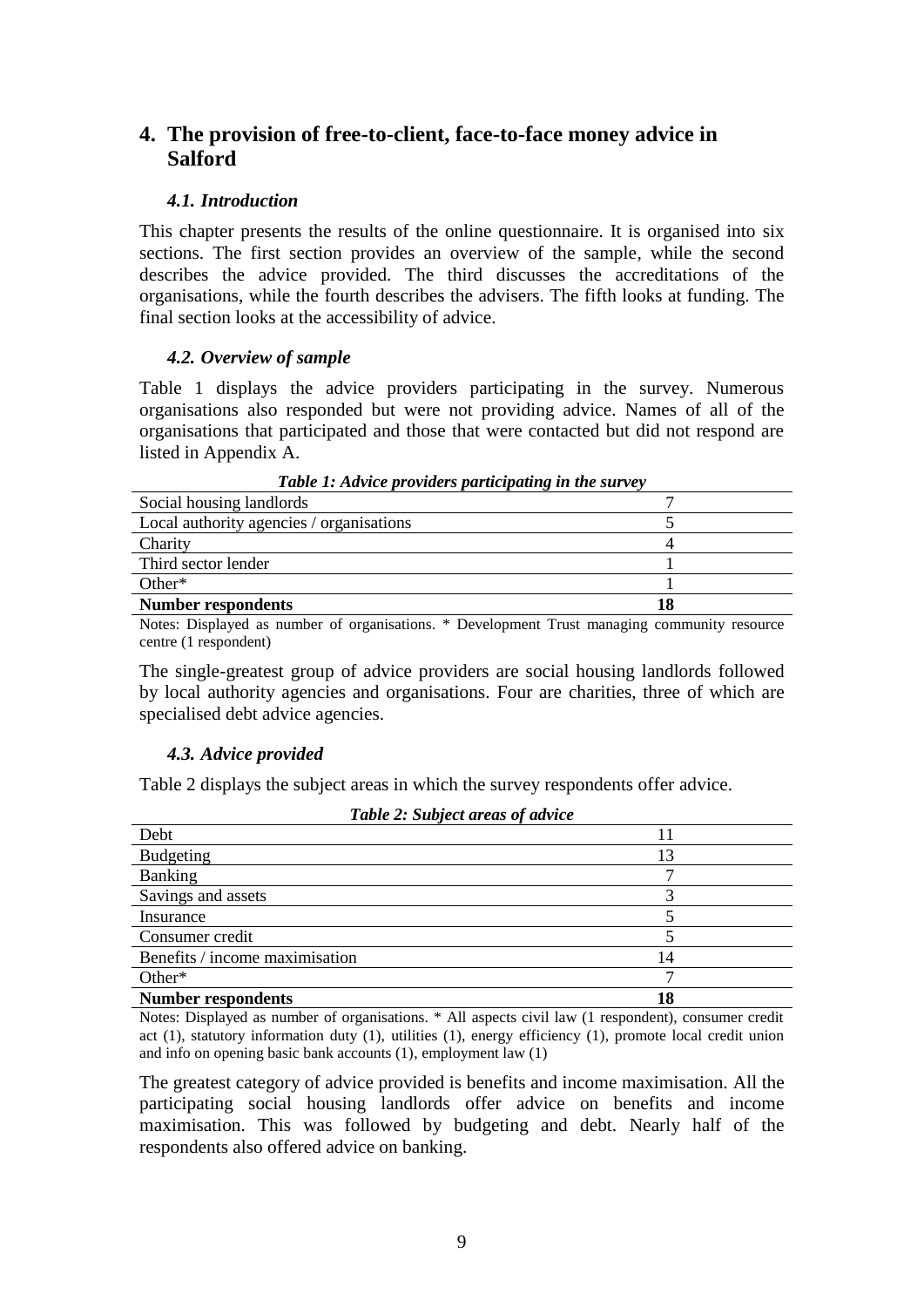## 4. The provision of free-to-client, face-to-face money advice in Salford

### *4.1. Introduction*

This chapter presents the results of the online questionnaire. It is organised into six sections. The first section provides an overview of the sample, while the second describes the advice provided. The third discusses the accreditations of the organisations, while the fourth describes the advisers. The fifth looks at funding. The final section looks at the accessibility of advice.

### *4.2. Overview of sample*

Table 1 displays the advice providers participating in the survey. Numerous organisations also responded but were not providing advice. Names of all of the organisations that participated and those that were contacted but did not respond are listed in Appendix A.

***Table 1: Advice providers participating in the survey***

| | |
|---|---|
| Social housing landlords | 7 |
| Local authority agencies / organisations | 5 |
| Charity | 4 |
| Third sector lender | 1 |
| Other* | 1 |
| **Number respondents** | **18** |

Notes: Displayed as number of organisations. * Development Trust managing community resource centre (1 respondent)

The single-greatest group of advice providers are social housing landlords followed by local authority agencies and organisations. Four are charities, three of which are specialised debt advice agencies.

### *4.3. Advice provided*

Table 2 displays the subject areas in which the survey respondents offer advice.

***Table 2: Subject areas of advice***

| | |
|---|---|
| Debt | 11 |
| Budgeting | 13 |
| Banking | 7 |
| Savings and assets | 3 |
| Insurance | 5 |
| Consumer credit | 5 |
| Benefits / income maximisation | 14 |
| Other* | 7 |
| **Number respondents** | **18** |

Notes: Displayed as number of organisations. * All aspects civil law (1 respondent), consumer credit act (1), statutory information duty (1), utilities (1), energy efficiency (1), promote local credit union and info on opening basic bank accounts (1), employment law (1)

The greatest category of advice provided is benefits and income maximisation. All the participating social housing landlords offer advice on benefits and income maximisation. This was followed by budgeting and debt. Nearly half of the respondents also offered advice on banking.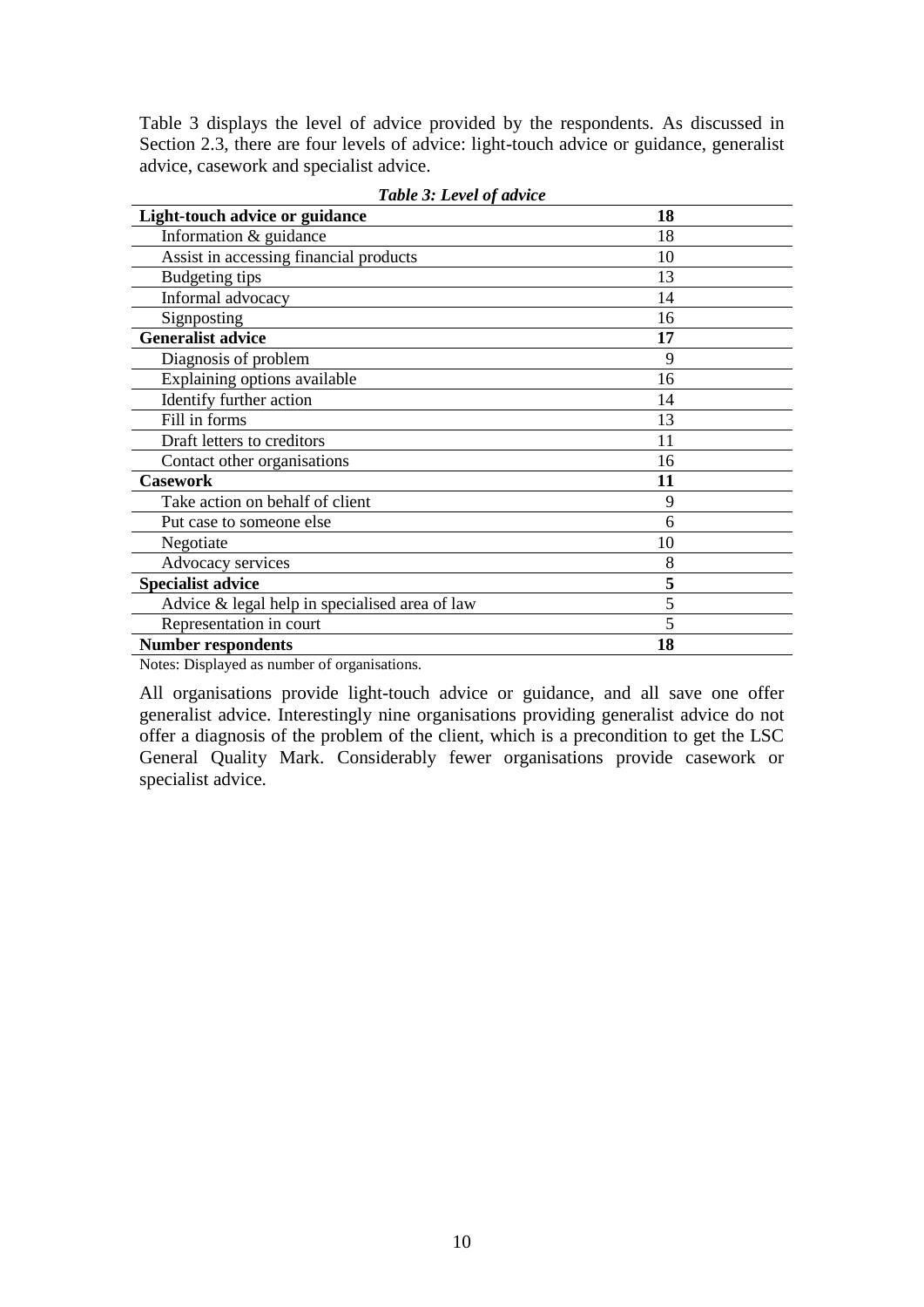Table 3 displays the level of advice provided by the respondents. As discussed in Section 2.3, there are four levels of advice: light-touch advice or guidance, generalist advice, casework and specialist advice.

***Table 3: Level of advice***

| | |
|---|---|
| **Light-touch advice or guidance** | **18** |
| Information & guidance | 18 |
| Assist in accessing financial products | 10 |
| Budgeting tips | 13 |
| Informal advocacy | 14 |
| Signposting | 16 |
| **Generalist advice** | **17** |
| Diagnosis of problem | 9 |
| Explaining options available | 16 |
| Identify further action | 14 |
| Fill in forms | 13 |
| Draft letters to creditors | 11 |
| Contact other organisations | 16 |
| **Casework** | **11** |
| Take action on behalf of client | 9 |
| Put case to someone else | 6 |
| Negotiate | 10 |
| Advocacy services | 8 |
| **Specialist advice** | **5** |
| Advice & legal help in specialised area of law | 5 |
| Representation in court | 5 |
| **Number respondents** | **18** |

Notes: Displayed as number of organisations.

All organisations provide light-touch advice or guidance, and all save one offer generalist advice. Interestingly nine organisations providing generalist advice do not offer a diagnosis of the problem of the client, which is a precondition to get the LSC General Quality Mark. Considerably fewer organisations provide casework or specialist advice.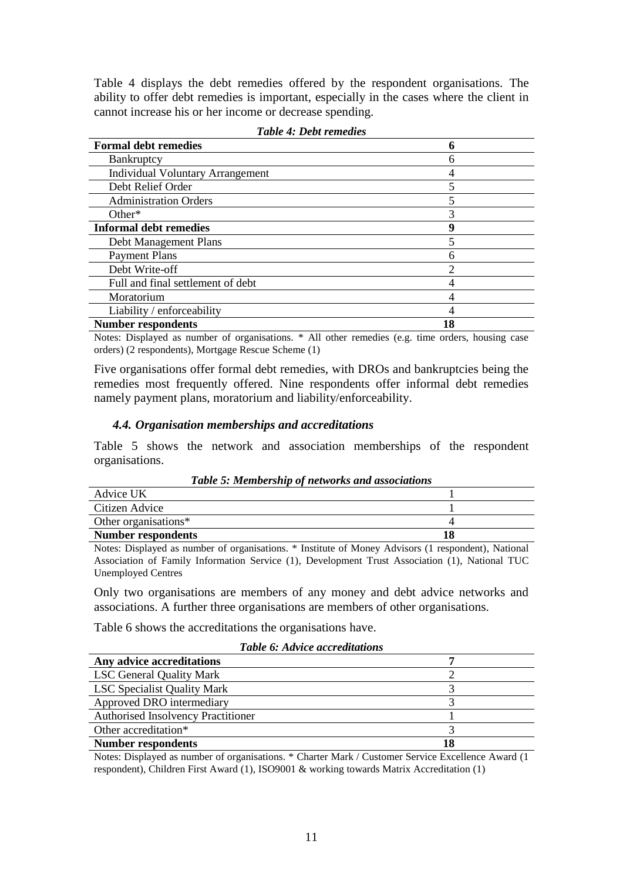Table 4 displays the debt remedies offered by the respondent organisations. The ability to offer debt remedies is important, especially in the cases where the client in cannot increase his or her income or decrease spending.

*Table 4: Debt remedies*

| | |
|---|---|
| **Formal debt remedies** | **6** |
| Bankruptcy | 6 |
| Individual Voluntary Arrangement | 4 |
| Debt Relief Order | 5 |
| Administration Orders | 5 |
| Other* | 3 |
| **Informal debt remedies** | **9** |
| Debt Management Plans | 5 |
| Payment Plans | 6 |
| Debt Write-off | 2 |
| Full and final settlement of debt | 4 |
| Moratorium | 4 |
| Liability / enforceability | 4 |
| **Number respondents** | **18** |

Notes: Displayed as number of organisations. * All other remedies (e.g. time orders, housing case orders) (2 respondents), Mortgage Rescue Scheme (1)

Five organisations offer formal debt remedies, with DROs and bankruptcies being the remedies most frequently offered. Nine respondents offer informal debt remedies namely payment plans, moratorium and liability/enforceability.

### *4.4. Organisation memberships and accreditations*

Table 5 shows the network and association memberships of the respondent organisations.

*Table 5: Membership of networks and associations*

| | |
|---|---|
| Advice UK | 1 |
| Citizen Advice | 1 |
| Other organisations* | 4 |
| **Number respondents** | **18** |

Notes: Displayed as number of organisations. * Institute of Money Advisors (1 respondent), National Association of Family Information Service (1), Development Trust Association (1), National TUC Unemployed Centres

Only two organisations are members of any money and debt advice networks and associations. A further three organisations are members of other organisations.

Table 6 shows the accreditations the organisations have.

*Table 6: Advice accreditations*

| | |
|---|---|
| **Any advice accreditations** | **7** |
| LSC General Quality Mark | 2 |
| LSC Specialist Quality Mark | 3 |
| Approved DRO intermediary | 3 |
| Authorised Insolvency Practitioner | 1 |
| Other accreditation* | 3 |
| **Number respondents** | **18** |

Notes: Displayed as number of organisations. * Charter Mark / Customer Service Excellence Award (1 respondent), Children First Award (1), ISO9001 & working towards Matrix Accreditation (1)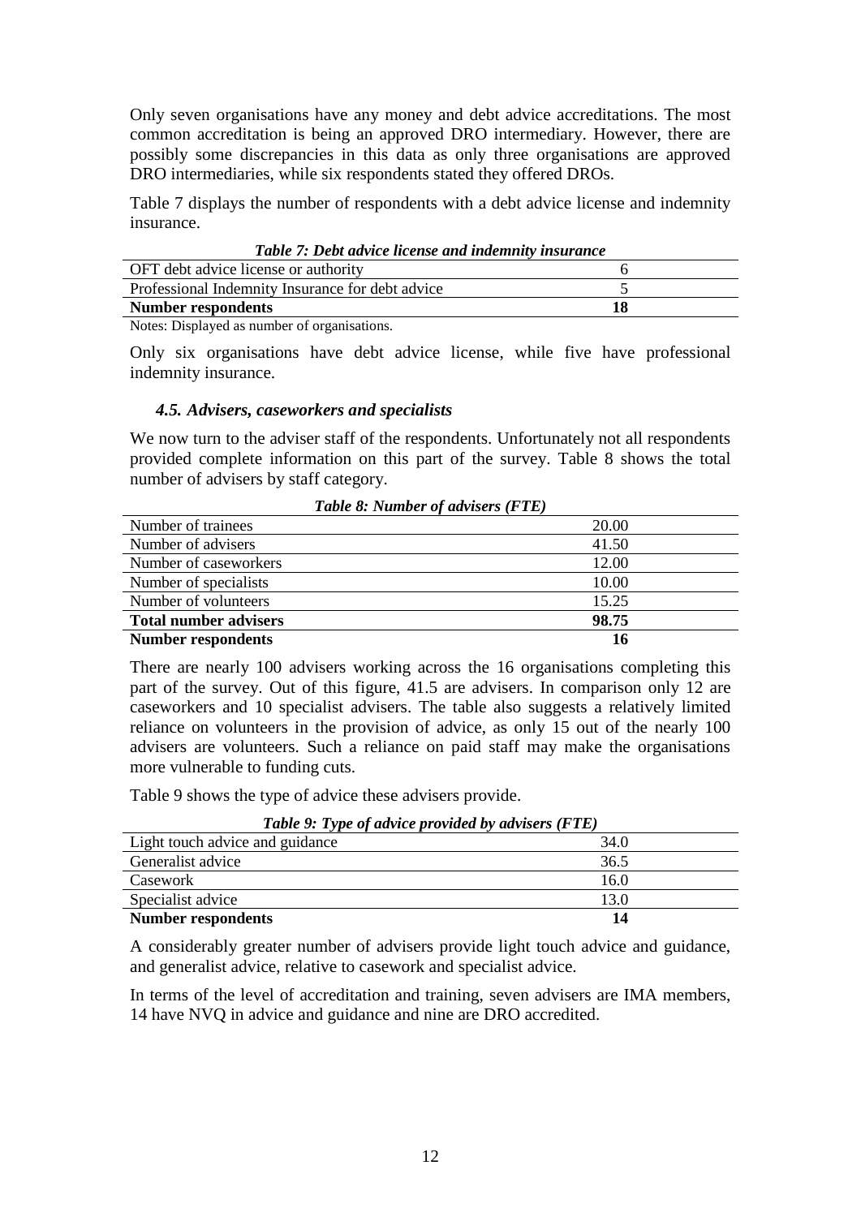Only seven organisations have any money and debt advice accreditations. The most common accreditation is being an approved DRO intermediary. However, there are possibly some discrepancies in this data as only three organisations are approved DRO intermediaries, while six respondents stated they offered DROs.

Table 7 displays the number of respondents with a debt advice license and indemnity insurance.

***Table 7: Debt advice license and indemnity insurance***

| | |
|---|---|
| OFT debt advice license or authority | 6 |
| Professional Indemnity Insurance for debt advice | 5 |
| **Number respondents** | **18** |

Notes: Displayed as number of organisations.

Only six organisations have debt advice license, while five have professional indemnity insurance.

### *4.5. Advisers, caseworkers and specialists*

We now turn to the adviser staff of the respondents. Unfortunately not all respondents provided complete information on this part of the survey. Table 8 shows the total number of advisers by staff category.

***Table 8: Number of advisers (FTE)***

| | |
|---|---|
| Number of trainees | 20.00 |
| Number of advisers | 41.50 |
| Number of caseworkers | 12.00 |
| Number of specialists | 10.00 |
| Number of volunteers | 15.25 |
| **Total number advisers** | **98.75** |
| **Number respondents** | **16** |

There are nearly 100 advisers working across the 16 organisations completing this part of the survey. Out of this figure, 41.5 are advisers. In comparison only 12 are caseworkers and 10 specialist advisers. The table also suggests a relatively limited reliance on volunteers in the provision of advice, as only 15 out of the nearly 100 advisers are volunteers. Such a reliance on paid staff may make the organisations more vulnerable to funding cuts.

Table 9 shows the type of advice these advisers provide.

***Table 9: Type of advice provided by advisers (FTE)***

| | |
|---|---|
| Light touch advice and guidance | 34.0 |
| Generalist advice | 36.5 |
| Casework | 16.0 |
| Specialist advice | 13.0 |
| **Number respondents** | **14** |

A considerably greater number of advisers provide light touch advice and guidance, and generalist advice, relative to casework and specialist advice.

In terms of the level of accreditation and training, seven advisers are IMA members, 14 have NVQ in advice and guidance and nine are DRO accredited.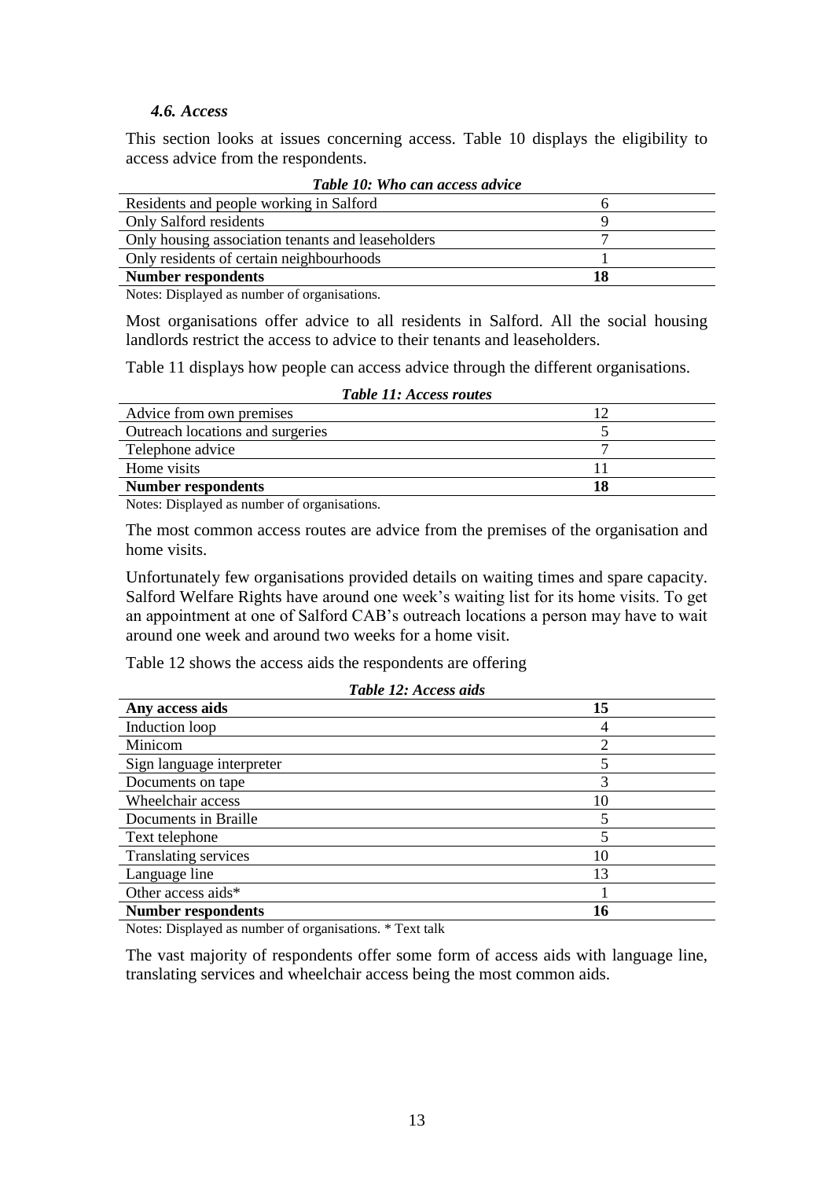### *4.6. Access*

This section looks at issues concerning access. Table 10 displays the eligibility to access advice from the respondents.

***Table 10: Who can access advice***

| | |
|---|---|
| Residents and people working in Salford | 6 |
| Only Salford residents | 9 |
| Only housing association tenants and leaseholders | 7 |
| Only residents of certain neighbourhoods | 1 |
| **Number respondents** | **18** |

Notes: Displayed as number of organisations.

Most organisations offer advice to all residents in Salford. All the social housing landlords restrict the access to advice to their tenants and leaseholders.

Table 11 displays how people can access advice through the different organisations.

***Table 11: Access routes***

| | |
|---|---|
| Advice from own premises | 12 |
| Outreach locations and surgeries | 5 |
| Telephone advice | 7 |
| Home visits | 11 |
| **Number respondents** | **18** |

Notes: Displayed as number of organisations.

The most common access routes are advice from the premises of the organisation and home visits.

Unfortunately few organisations provided details on waiting times and spare capacity. Salford Welfare Rights have around one week's waiting list for its home visits. To get an appointment at one of Salford CAB's outreach locations a person may have to wait around one week and around two weeks for a home visit.

Table 12 shows the access aids the respondents are offering

***Table 12: Access aids***

| | |
|---|---|
| **Any access aids** | **15** |
| Induction loop | 4 |
| Minicom | 2 |
| Sign language interpreter | 5 |
| Documents on tape | 3 |
| Wheelchair access | 10 |
| Documents in Braille | 5 |
| Text telephone | 5 |
| Translating services | 10 |
| Language line | 13 |
| Other access aids* | 1 |
| **Number respondents** | **16** |

Notes: Displayed as number of organisations. * Text talk

The vast majority of respondents offer some form of access aids with language line, translating services and wheelchair access being the most common aids.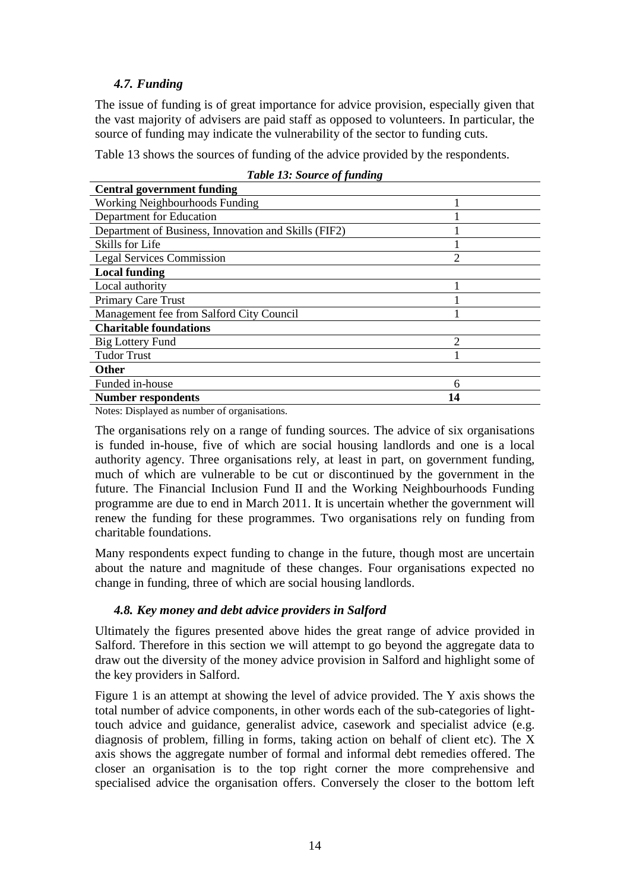### *4.7. Funding*

The issue of funding is of great importance for advice provision, especially given that the vast majority of advisers are paid staff as opposed to volunteers. In particular, the source of funding may indicate the vulnerability of the sector to funding cuts.

Table 13 shows the sources of funding of the advice provided by the respondents.

*Table 13: Source of funding*

| | |
|---|---|
| **Central government funding** | |
| Working Neighbourhoods Funding | 1 |
| Department for Education | 1 |
| Department of Business, Innovation and Skills (FIF2) | 1 |
| Skills for Life | 1 |
| Legal Services Commission | 2 |
| **Local funding** | |
| Local authority | 1 |
| Primary Care Trust | 1 |
| Management fee from Salford City Council | 1 |
| **Charitable foundations** | |
| Big Lottery Fund | 2 |
| Tudor Trust | 1 |
| **Other** | |
| Funded in-house | 6 |
| **Number respondents** | **14** |

Notes: Displayed as number of organisations.

The organisations rely on a range of funding sources. The advice of six organisations is funded in-house, five of which are social housing landlords and one is a local authority agency. Three organisations rely, at least in part, on government funding, much of which are vulnerable to be cut or discontinued by the government in the future. The Financial Inclusion Fund II and the Working Neighbourhoods Funding programme are due to end in March 2011. It is uncertain whether the government will renew the funding for these programmes. Two organisations rely on funding from charitable foundations.

Many respondents expect funding to change in the future, though most are uncertain about the nature and magnitude of these changes. Four organisations expected no change in funding, three of which are social housing landlords.

### *4.8. Key money and debt advice providers in Salford*

Ultimately the figures presented above hides the great range of advice provided in Salford. Therefore in this section we will attempt to go beyond the aggregate data to draw out the diversity of the money advice provision in Salford and highlight some of the key providers in Salford.

Figure 1 is an attempt at showing the level of advice provided. The Y axis shows the total number of advice components, in other words each of the sub-categories of light-touch advice and guidance, generalist advice, casework and specialist advice (e.g. diagnosis of problem, filling in forms, taking action on behalf of client etc). The X axis shows the aggregate number of formal and informal debt remedies offered. The closer an organisation is to the top right corner the more comprehensive and specialised advice the organisation offers. Conversely the closer to the bottom left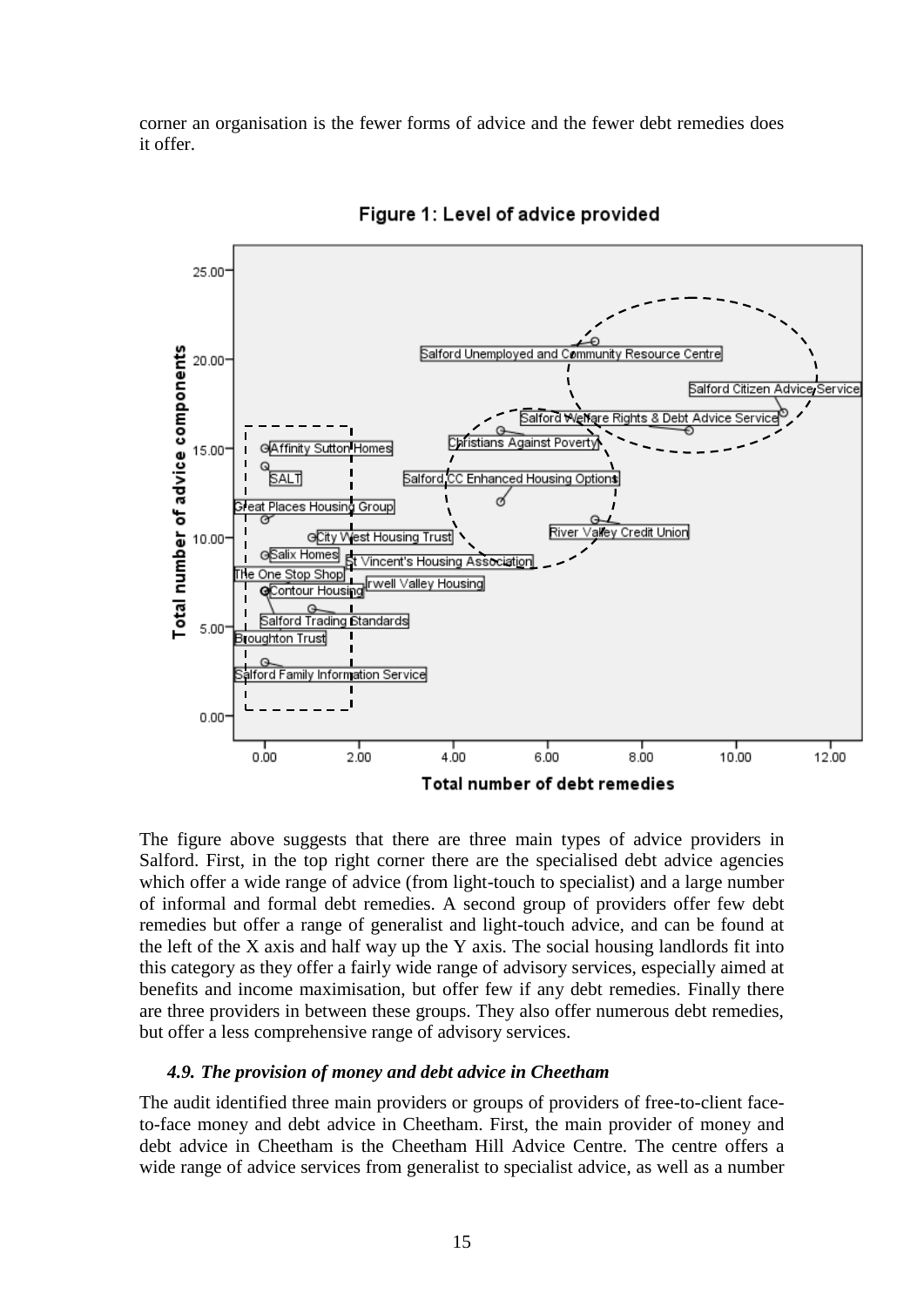corner an organisation is the fewer forms of advice and the fewer debt remedies does it offer.

**Figure 1: Level of advice provided**

The figure above suggests that there are three main types of advice providers in Salford. First, in the top right corner there are the specialised debt advice agencies which offer a wide range of advice (from light-touch to specialist) and a large number of informal and formal debt remedies. A second group of providers offer few debt remedies but offer a range of generalist and light-touch advice, and can be found at the left of the X axis and half way up the Y axis. The social housing landlords fit into this category as they offer a fairly wide range of advisory services, especially aimed at benefits and income maximisation, but offer few if any debt remedies. Finally there are three providers in between these groups. They also offer numerous debt remedies, but offer a less comprehensive range of advisory services.

### *4.9. The provision of money and debt advice in Cheetham*

The audit identified three main providers or groups of providers of free-to-client face-to-face money and debt advice in Cheetham. First, the main provider of money and debt advice in Cheetham is the Cheetham Hill Advice Centre. The centre offers a wide range of advice services from generalist to specialist advice, as well as a number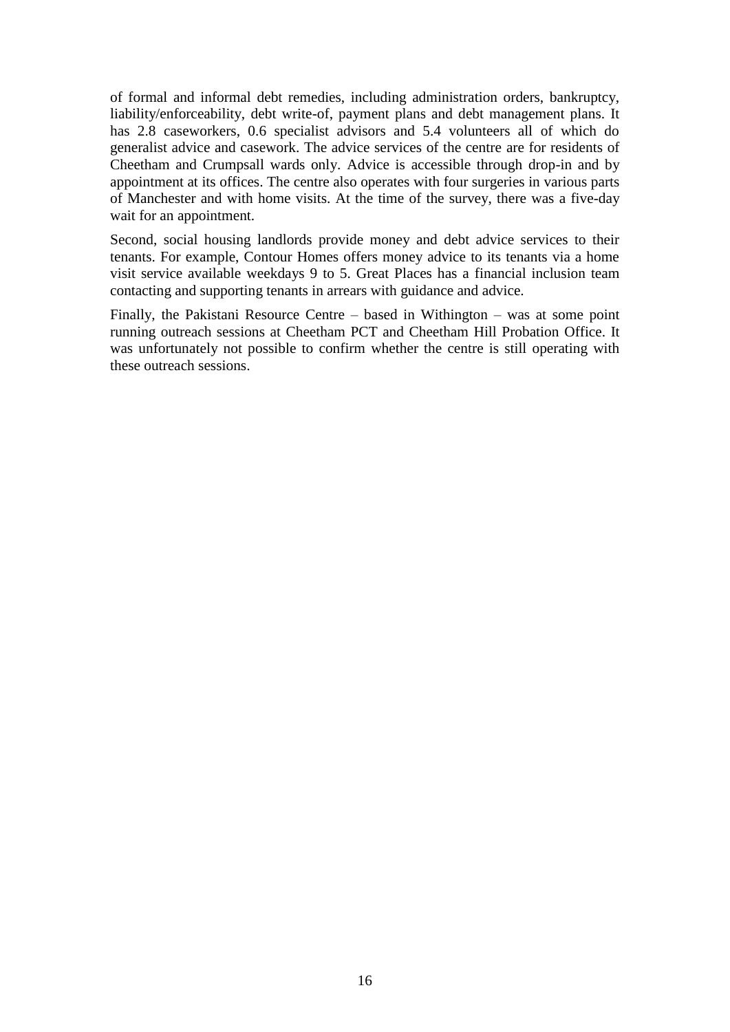of formal and informal debt remedies, including administration orders, bankruptcy, liability/enforceability, debt write-of, payment plans and debt management plans. It has 2.8 caseworkers, 0.6 specialist advisors and 5.4 volunteers all of which do generalist advice and casework. The advice services of the centre are for residents of Cheetham and Crumpsall wards only. Advice is accessible through drop-in and by appointment at its offices. The centre also operates with four surgeries in various parts of Manchester and with home visits. At the time of the survey, there was a five-day wait for an appointment.

Second, social housing landlords provide money and debt advice services to their tenants. For example, Contour Homes offers money advice to its tenants via a home visit service available weekdays 9 to 5. Great Places has a financial inclusion team contacting and supporting tenants in arrears with guidance and advice.

Finally, the Pakistani Resource Centre – based in Withington – was at some point running outreach sessions at Cheetham PCT and Cheetham Hill Probation Office. It was unfortunately not possible to confirm whether the centre is still operating with these outreach sessions.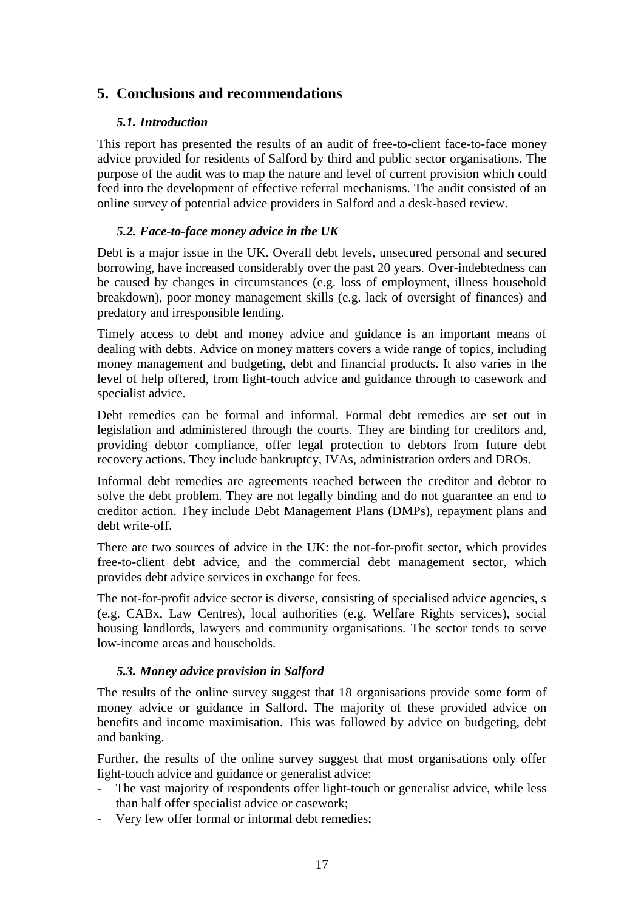## 5. Conclusions and recommendations

### *5.1. Introduction*

This report has presented the results of an audit of free-to-client face-to-face money advice provided for residents of Salford by third and public sector organisations. The purpose of the audit was to map the nature and level of current provision which could feed into the development of effective referral mechanisms. The audit consisted of an online survey of potential advice providers in Salford and a desk-based review.

### *5.2. Face-to-face money advice in the UK*

Debt is a major issue in the UK. Overall debt levels, unsecured personal and secured borrowing, have increased considerably over the past 20 years. Over-indebtedness can be caused by changes in circumstances (e.g. loss of employment, illness household breakdown), poor money management skills (e.g. lack of oversight of finances) and predatory and irresponsible lending.

Timely access to debt and money advice and guidance is an important means of dealing with debts. Advice on money matters covers a wide range of topics, including money management and budgeting, debt and financial products. It also varies in the level of help offered, from light-touch advice and guidance through to casework and specialist advice.

Debt remedies can be formal and informal. Formal debt remedies are set out in legislation and administered through the courts. They are binding for creditors and, providing debtor compliance, offer legal protection to debtors from future debt recovery actions. They include bankruptcy, IVAs, administration orders and DROs.

Informal debt remedies are agreements reached between the creditor and debtor to solve the debt problem. They are not legally binding and do not guarantee an end to creditor action. They include Debt Management Plans (DMPs), repayment plans and debt write-off.

There are two sources of advice in the UK: the not-for-profit sector, which provides free-to-client debt advice, and the commercial debt management sector, which provides debt advice services in exchange for fees.

The not-for-profit advice sector is diverse, consisting of specialised advice agencies, s (e.g. CABx, Law Centres), local authorities (e.g. Welfare Rights services), social housing landlords, lawyers and community organisations. The sector tends to serve low-income areas and households.

### *5.3. Money advice provision in Salford*

The results of the online survey suggest that 18 organisations provide some form of money advice or guidance in Salford. The majority of these provided advice on benefits and income maximisation. This was followed by advice on budgeting, debt and banking.

Further, the results of the online survey suggest that most organisations only offer light-touch advice and guidance or generalist advice:

- The vast majority of respondents offer light-touch or generalist advice, while less than half offer specialist advice or casework;
- Very few offer formal or informal debt remedies;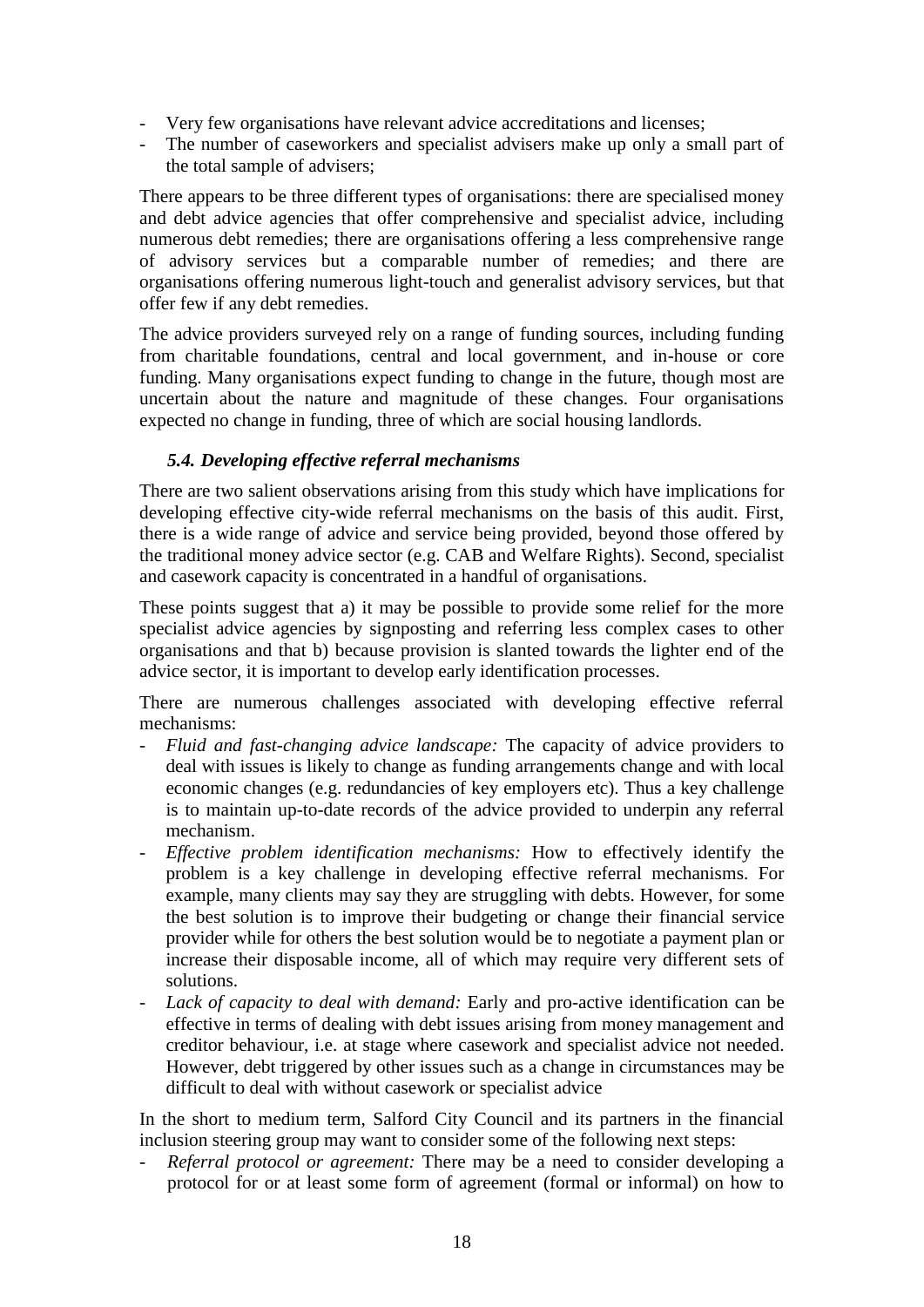- Very few organisations have relevant advice accreditations and licenses;
- The number of caseworkers and specialist advisers make up only a small part of the total sample of advisers;

There appears to be three different types of organisations: there are specialised money and debt advice agencies that offer comprehensive and specialist advice, including numerous debt remedies; there are organisations offering a less comprehensive range of advisory services but a comparable number of remedies; and there are organisations offering numerous light-touch and generalist advisory services, but that offer few if any debt remedies.

The advice providers surveyed rely on a range of funding sources, including funding from charitable foundations, central and local government, and in-house or core funding. Many organisations expect funding to change in the future, though most are uncertain about the nature and magnitude of these changes. Four organisations expected no change in funding, three of which are social housing landlords.

### *5.4. Developing effective referral mechanisms*

There are two salient observations arising from this study which have implications for developing effective city-wide referral mechanisms on the basis of this audit. First, there is a wide range of advice and service being provided, beyond those offered by the traditional money advice sector (e.g. CAB and Welfare Rights). Second, specialist and casework capacity is concentrated in a handful of organisations.

These points suggest that a) it may be possible to provide some relief for the more specialist advice agencies by signposting and referring less complex cases to other organisations and that b) because provision is slanted towards the lighter end of the advice sector, it is important to develop early identification processes.

There are numerous challenges associated with developing effective referral mechanisms:

- *Fluid and fast-changing advice landscape:* The capacity of advice providers to deal with issues is likely to change as funding arrangements change and with local economic changes (e.g. redundancies of key employers etc). Thus a key challenge is to maintain up-to-date records of the advice provided to underpin any referral mechanism.
- *Effective problem identification mechanisms:* How to effectively identify the problem is a key challenge in developing effective referral mechanisms. For example, many clients may say they are struggling with debts. However, for some the best solution is to improve their budgeting or change their financial service provider while for others the best solution would be to negotiate a payment plan or increase their disposable income, all of which may require very different sets of solutions.
- *Lack of capacity to deal with demand:* Early and pro-active identification can be effective in terms of dealing with debt issues arising from money management and creditor behaviour, i.e. at stage where casework and specialist advice not needed. However, debt triggered by other issues such as a change in circumstances may be difficult to deal with without casework or specialist advice

In the short to medium term, Salford City Council and its partners in the financial inclusion steering group may want to consider some of the following next steps:

- *Referral protocol or agreement:* There may be a need to consider developing a protocol for or at least some form of agreement (formal or informal) on how to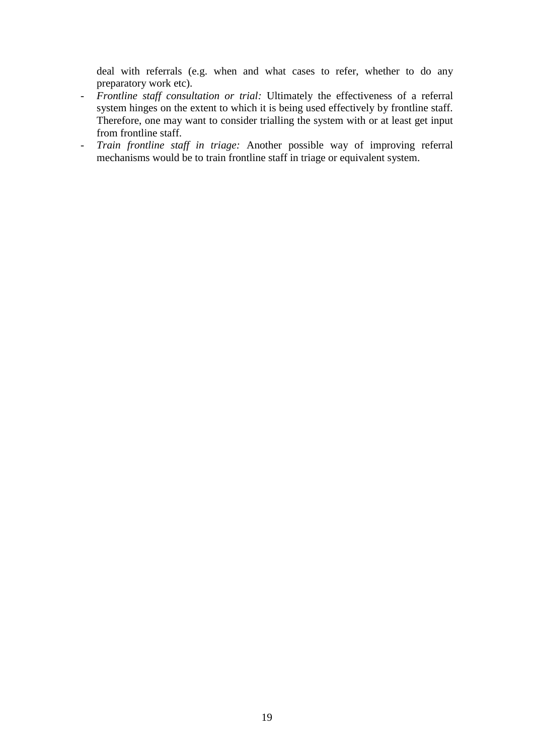deal with referrals (e.g. when and what cases to refer, whether to do any preparatory work etc).

- *Frontline staff consultation or trial:* Ultimately the effectiveness of a referral system hinges on the extent to which it is being used effectively by frontline staff. Therefore, one may want to consider trialling the system with or at least get input from frontline staff.
- *Train frontline staff in triage:* Another possible way of improving referral mechanisms would be to train frontline staff in triage or equivalent system.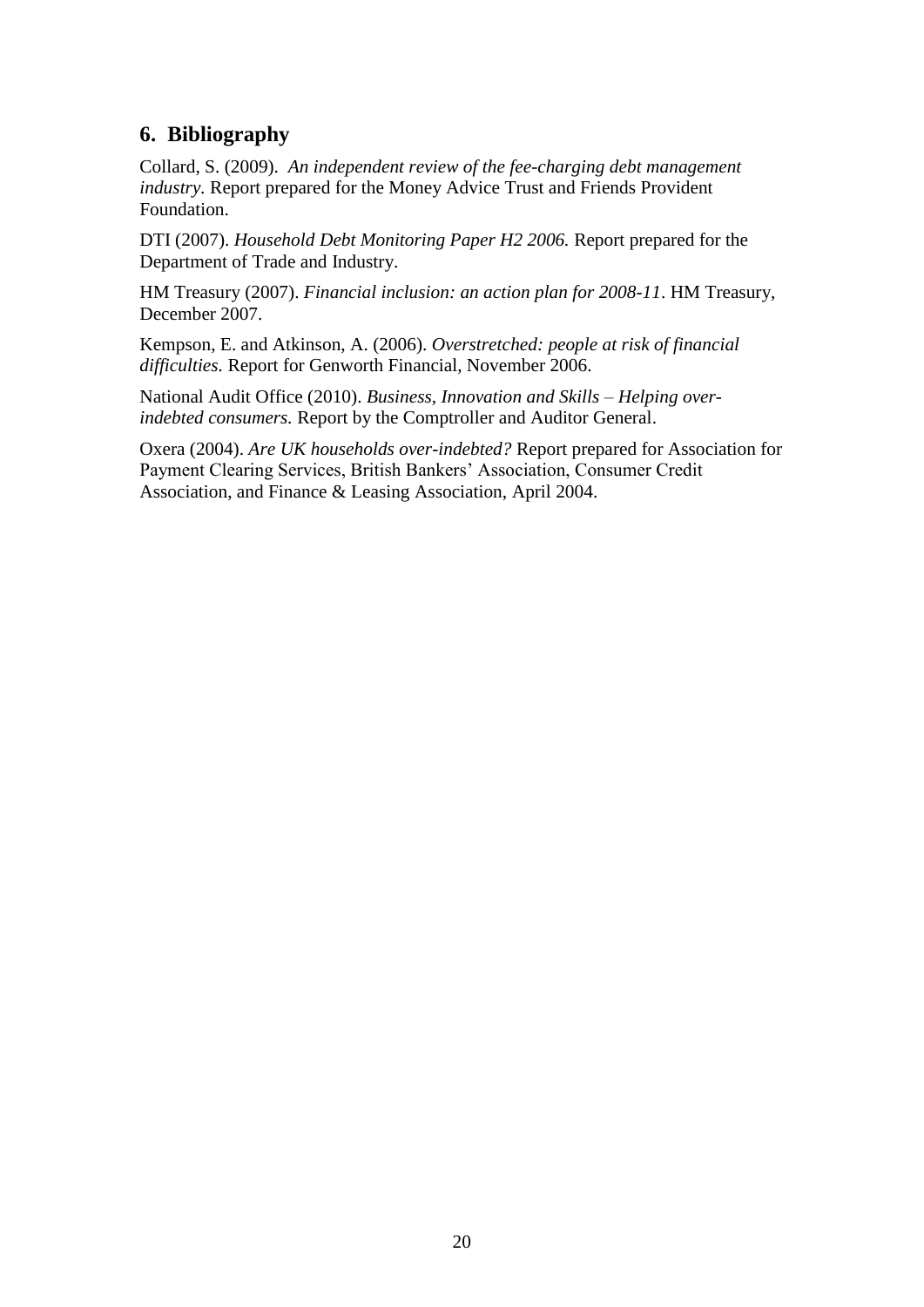## 6. Bibliography

Collard, S. (2009). *An independent review of the fee-charging debt management industry.* Report prepared for the Money Advice Trust and Friends Provident Foundation.

DTI (2007). *Household Debt Monitoring Paper H2 2006.* Report prepared for the Department of Trade and Industry.

HM Treasury (2007). *Financial inclusion: an action plan for 2008-11*. HM Treasury, December 2007.

Kempson, E. and Atkinson, A. (2006). *Overstretched: people at risk of financial difficulties.* Report for Genworth Financial, November 2006.

National Audit Office (2010). *Business, Innovation and Skills – Helping over-indebted consumers.* Report by the Comptroller and Auditor General.

Oxera (2004). *Are UK households over-indebted?* Report prepared for Association for Payment Clearing Services, British Bankers' Association, Consumer Credit Association, and Finance & Leasing Association, April 2004.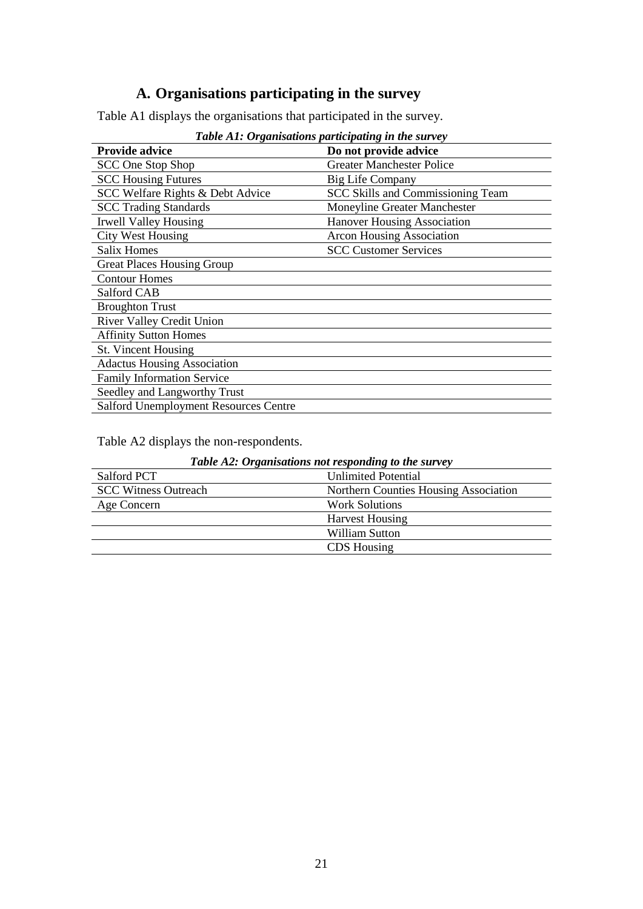# A. Organisations participating in the survey

Table A1 displays the organisations that participated in the survey.

*Table A1: Organisations participating in the survey*

| Provide advice | Do not provide advice |
|---|---|
| SCC One Stop Shop | Greater Manchester Police |
| SCC Housing Futures | Big Life Company |
| SCC Welfare Rights & Debt Advice | SCC Skills and Commissioning Team |
| SCC Trading Standards | Moneyline Greater Manchester |
| Irwell Valley Housing | Hanover Housing Association |
| City West Housing | Arcon Housing Association |
| Salix Homes | SCC Customer Services |
| Great Places Housing Group | |
| Contour Homes | |
| Salford CAB | |
| Broughton Trust | |
| River Valley Credit Union | |
| Affinity Sutton Homes | |
| St. Vincent Housing | |
| Adactus Housing Association | |
| Family Information Service | |
| Seedley and Langworthy Trust | |
| Salford Unemployment Resources Centre | |

Table A2 displays the non-respondents.

*Table A2: Organisations not responding to the survey*

| | |
|---|---|
| Salford PCT | Unlimited Potential |
| SCC Witness Outreach | Northern Counties Housing Association |
| Age Concern | Work Solutions |
| | Harvest Housing |
| | William Sutton |
| | CDS Housing |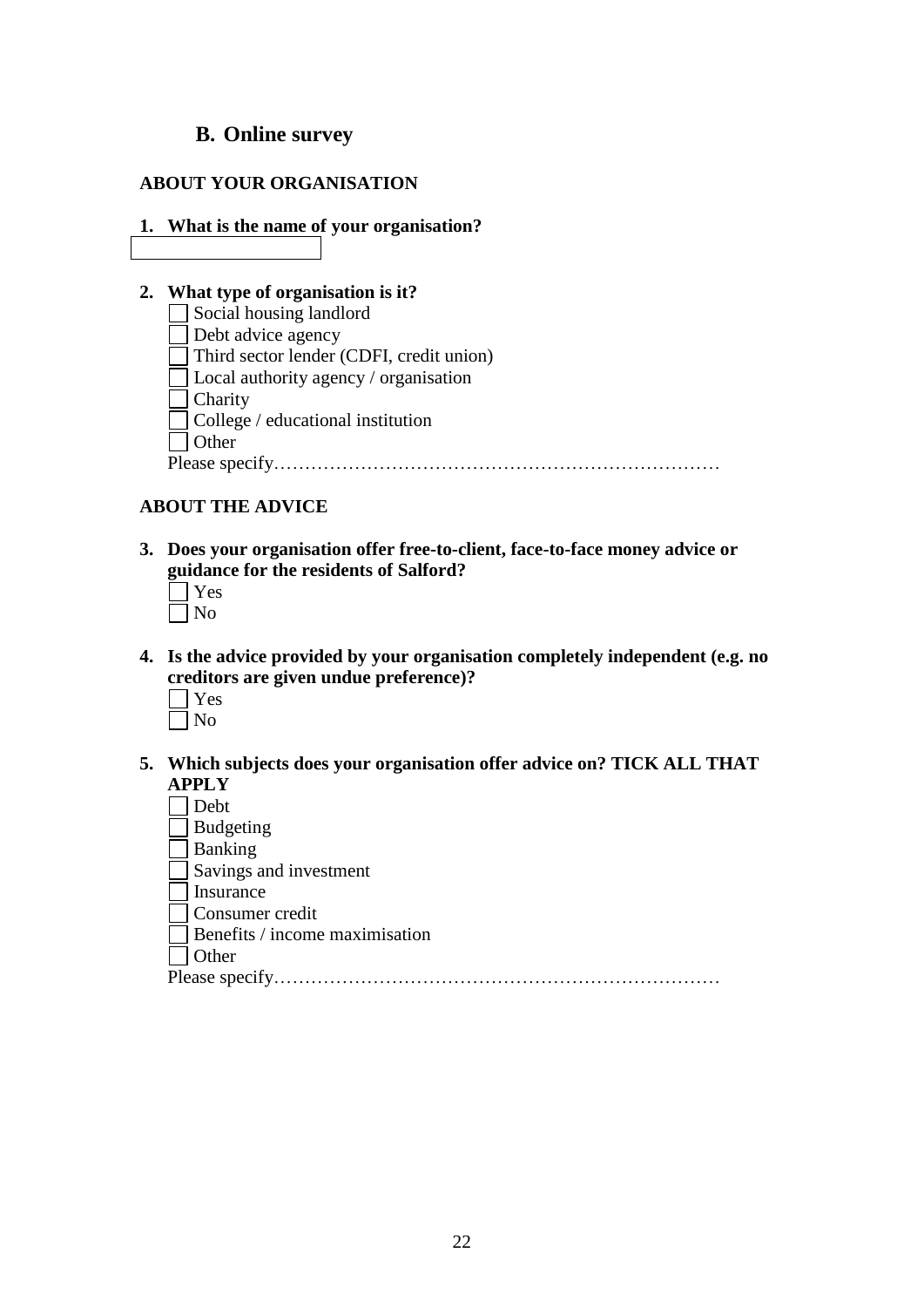## B. Online survey

**ABOUT YOUR ORGANISATION**

**1. What is the name of your organisation?**

[ ]

**2. What type of organisation is it?**

- [ ] Social housing landlord
- [ ] Debt advice agency
- [ ] Third sector lender (CDFI, credit union)
- [ ] Local authority agency / organisation
- [ ] Charity
- [ ] College / educational institution
- [ ] Other

Please specify………………………………………………………………

**ABOUT THE ADVICE**

**3. Does your organisation offer free-to-client, face-to-face money advice or guidance for the residents of Salford?**

- [ ] Yes
- [ ] No

**4. Is the advice provided by your organisation completely independent (e.g. no creditors are given undue preference)?**

- [ ] Yes
- [ ] No

**5. Which subjects does your organisation offer advice on? TICK ALL THAT APPLY**

- [ ] Debt
- [ ] Budgeting
- [ ] Banking
- [ ] Savings and investment
- [ ] Insurance
- [ ] Consumer credit
- [ ] Benefits / income maximisation
- [ ] Other

Please specify………………………………………………………………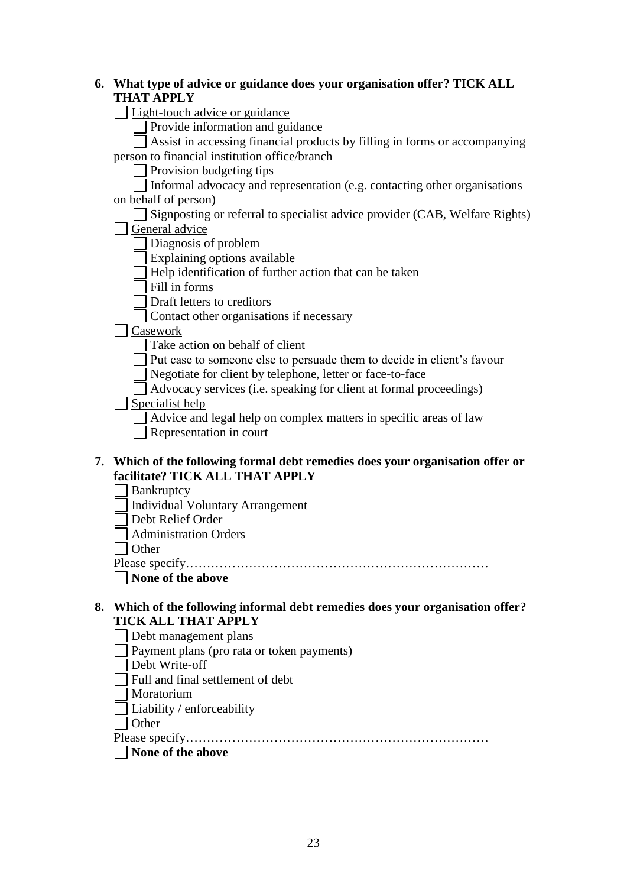6. **What type of advice or guidance does your organisation offer? TICK ALL THAT APPLY**

   - ☐ Light-touch advice or guidance
     - ☐ Provide information and guidance
     - ☐ Assist in accessing financial products by filling in forms or accompanying person to financial institution office/branch
     - ☐ Provision budgeting tips
     - ☐ Informal advocacy and representation (e.g. contacting other organisations on behalf of person)
     - ☐ Signposting or referral to specialist advice provider (CAB, Welfare Rights)
   - ☐ General advice
     - ☐ Diagnosis of problem
     - ☐ Explaining options available
     - ☐ Help identification of further action that can be taken
     - ☐ Fill in forms
     - ☐ Draft letters to creditors
     - ☐ Contact other organisations if necessary
   - ☐ Casework
     - ☐ Take action on behalf of client
     - ☐ Put case to someone else to persuade them to decide in client's favour
     - ☐ Negotiate for client by telephone, letter or face-to-face
     - ☐ Advocacy services (i.e. speaking for client at formal proceedings)
   - ☐ Specialist help
     - ☐ Advice and legal help on complex matters in specific areas of law
     - ☐ Representation in court

7. **Which of the following formal debt remedies does your organisation offer or facilitate? TICK ALL THAT APPLY**

   - ☐ Bankruptcy
   - ☐ Individual Voluntary Arrangement
   - ☐ Debt Relief Order
   - ☐ Administration Orders
   - ☐ Other

   Please specify………………………………………………………………

   - ☐ **None of the above**

8. **Which of the following informal debt remedies does your organisation offer? TICK ALL THAT APPLY**

   - ☐ Debt management plans
   - ☐ Payment plans (pro rata or token payments)
   - ☐ Debt Write-off
   - ☐ Full and final settlement of debt
   - ☐ Moratorium
   - ☐ Liability / enforceability
   - ☐ Other

   Please specify………………………………………………………………

   - ☐ **None of the above**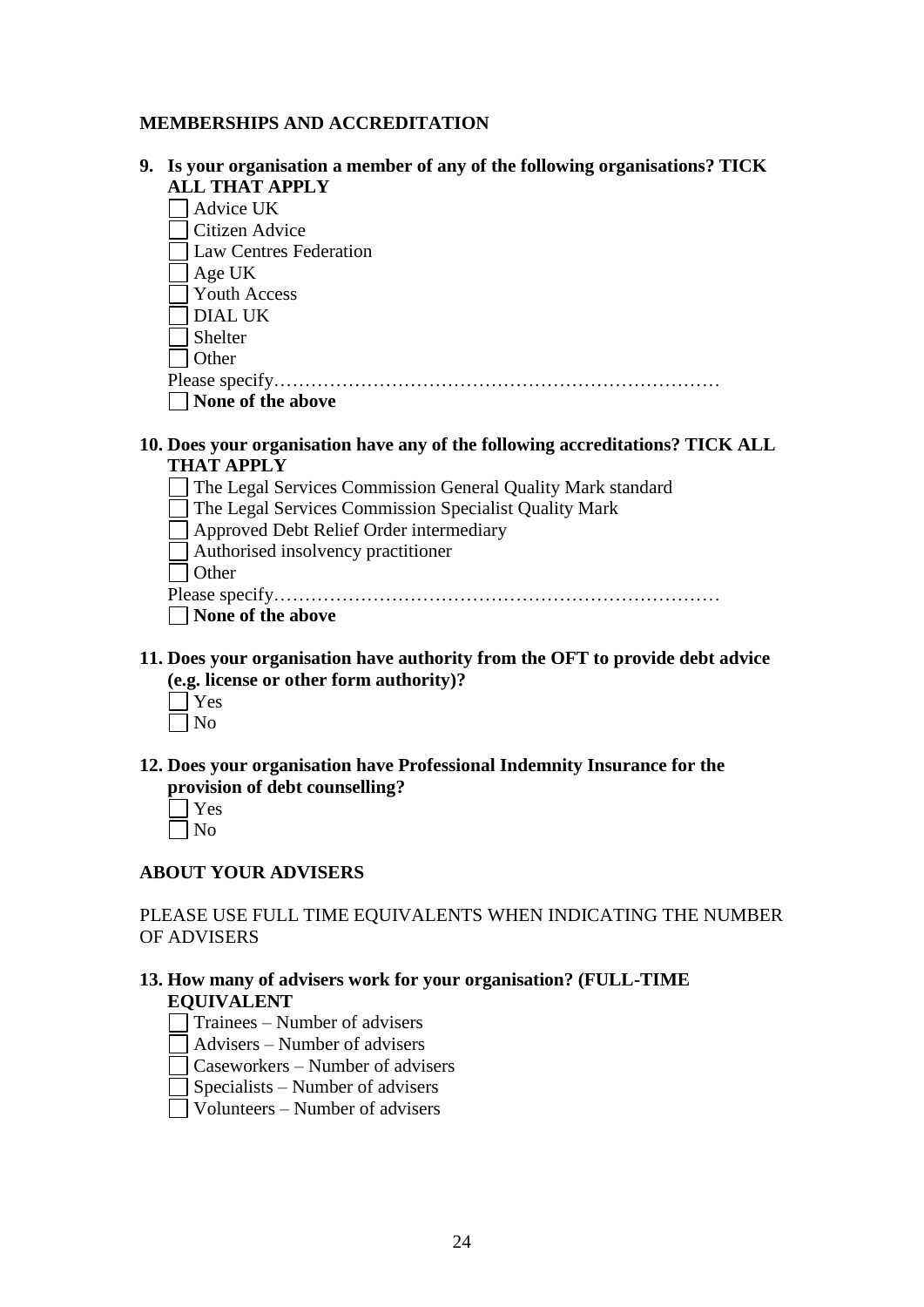**MEMBERSHIPS AND ACCREDITATION**

**9. Is your organisation a member of any of the following organisations? TICK ALL THAT APPLY**

- ☐ Advice UK
- ☐ Citizen Advice
- ☐ Law Centres Federation
- ☐ Age UK
- ☐ Youth Access
- ☐ DIAL UK
- ☐ Shelter
- ☐ Other

Please specify………………………………………………………………

- ☐ **None of the above**

**10. Does your organisation have any of the following accreditations? TICK ALL THAT APPLY**

- ☐ The Legal Services Commission General Quality Mark standard
- ☐ The Legal Services Commission Specialist Quality Mark
- ☐ Approved Debt Relief Order intermediary
- ☐ Authorised insolvency practitioner
- ☐ Other

Please specify………………………………………………………………

- ☐ **None of the above**

**11. Does your organisation have authority from the OFT to provide debt advice (e.g. license or other form authority)?**

- ☐ Yes
- ☐ No

**12. Does your organisation have Professional Indemnity Insurance for the provision of debt counselling?**

- ☐ Yes
- ☐ No

**ABOUT YOUR ADVISERS**

PLEASE USE FULL TIME EQUIVALENTS WHEN INDICATING THE NUMBER OF ADVISERS

**13. How many of advisers work for your organisation? (FULL-TIME EQUIVALENT**

- ☐ Trainees – Number of advisers
- ☐ Advisers – Number of advisers
- ☐ Caseworkers – Number of advisers
- ☐ Specialists – Number of advisers
- ☐ Volunteers – Number of advisers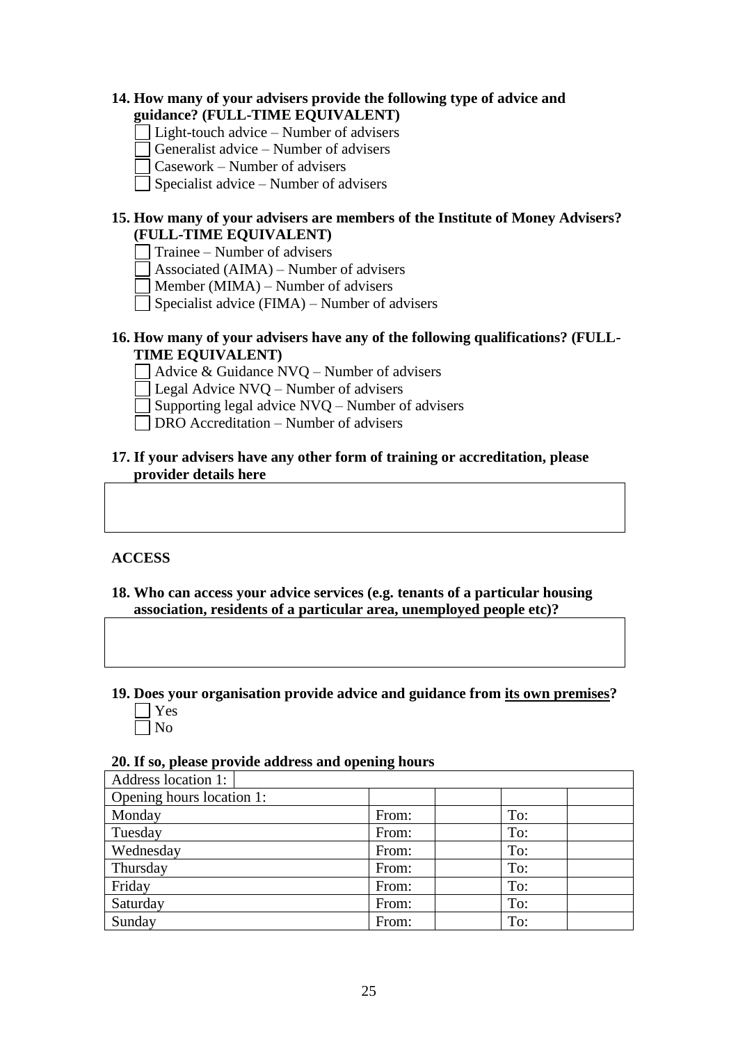**14. How many of your advisers provide the following type of advice and guidance? (FULL-TIME EQUIVALENT)**

- ☐ Light-touch advice – Number of advisers
- ☐ Generalist advice – Number of advisers
- ☐ Casework – Number of advisers
- ☐ Specialist advice – Number of advisers

**15. How many of your advisers are members of the Institute of Money Advisers? (FULL-TIME EQUIVALENT)**

- ☐ Trainee – Number of advisers
- ☐ Associated (AIMA) – Number of advisers
- ☐ Member (MIMA) – Number of advisers
- ☐ Specialist advice (FIMA) – Number of advisers

**16. How many of your advisers have any of the following qualifications? (FULL-TIME EQUIVALENT)**

- ☐ Advice & Guidance NVQ – Number of advisers
- ☐ Legal Advice NVQ – Number of advisers
- ☐ Supporting legal advice NVQ – Number of advisers
- ☐ DRO Accreditation – Number of advisers

**17. If your advisers have any other form of training or accreditation, please provider details here**

| |
|---|
| |

**ACCESS**

**18. Who can access your advice services (e.g. tenants of a particular housing association, residents of a particular area, unemployed people etc)?**

| |
|---|
| |

**19. Does your organisation provide advice and guidance from its own premises?**

- ☐ Yes
- ☐ No

**20. If so, please provide address and opening hours**

| Address location 1: | | | | |
|---|---|---|---|---|
| Opening hours location 1: | | | | |
| Monday | From: | | To: | |
| Tuesday | From: | | To: | |
| Wednesday | From: | | To: | |
| Thursday | From: | | To: | |
| Friday | From: | | To: | |
| Saturday | From: | | To: | |
| Sunday | From: | | To: | |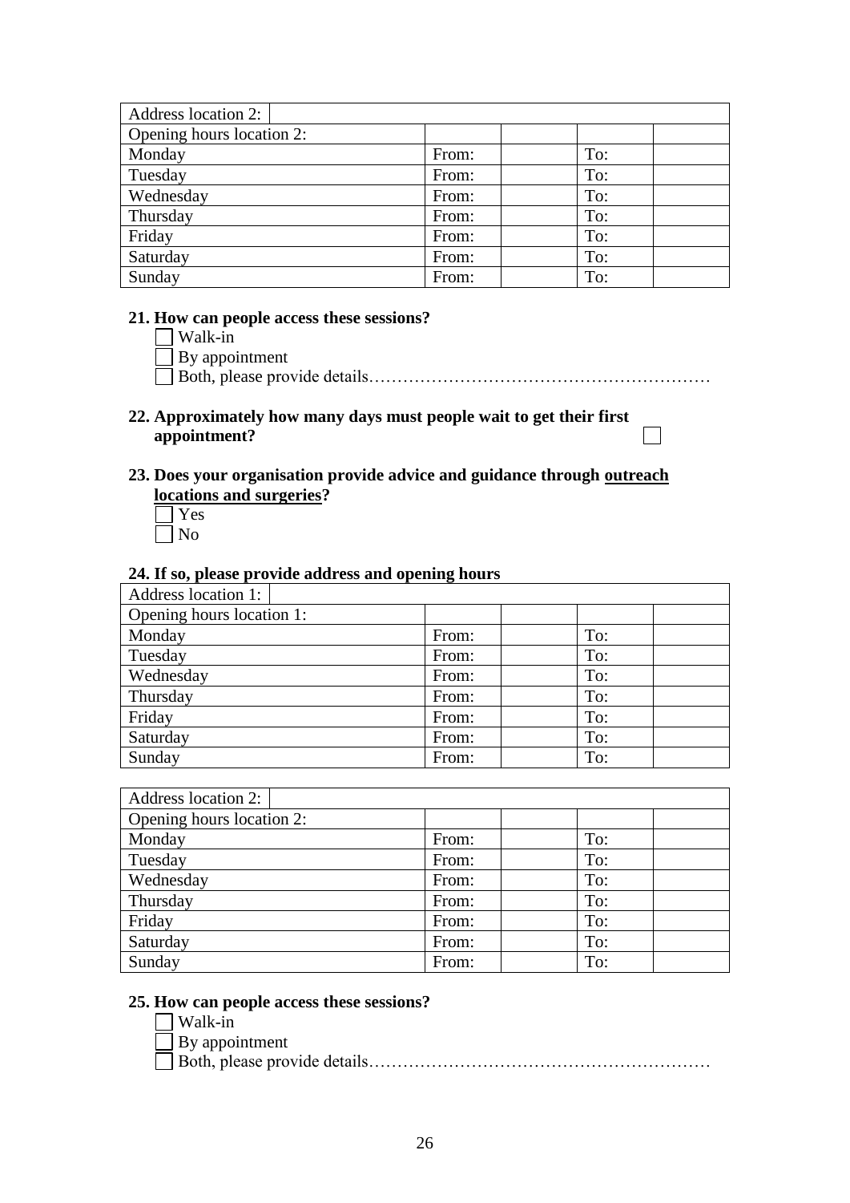| Address location 2: | | | | |
|---|---|---|---|---|
| Opening hours location 2: | | | | |
| Monday | From: | | To: | |
| Tuesday | From: | | To: | |
| Wednesday | From: | | To: | |
| Thursday | From: | | To: | |
| Friday | From: | | To: | |
| Saturday | From: | | To: | |
| Sunday | From: | | To: | |

**21. How can people access these sessions?**

☐ Walk-in
☐ By appointment
☐ Both, please provide details……………………………………………………

**22. Approximately how many days must people wait to get their first appointment?** ☐

**23. Does your organisation provide advice and guidance through <u>outreach locations and surgeries</u>?**

☐ Yes
☐ No

**24. If so, please provide address and opening hours**

| Address location 1: | | | | |
|---|---|---|---|---|
| Opening hours location 1: | | | | |
| Monday | From: | | To: | |
| Tuesday | From: | | To: | |
| Wednesday | From: | | To: | |
| Thursday | From: | | To: | |
| Friday | From: | | To: | |
| Saturday | From: | | To: | |
| Sunday | From: | | To: | |

| Address location 2: | | | | |
|---|---|---|---|---|
| Opening hours location 2: | | | | |
| Monday | From: | | To: | |
| Tuesday | From: | | To: | |
| Wednesday | From: | | To: | |
| Thursday | From: | | To: | |
| Friday | From: | | To: | |
| Saturday | From: | | To: | |
| Sunday | From: | | To: | |

**25. How can people access these sessions?**

☐ Walk-in
☐ By appointment
☐ Both, please provide details……………………………………………………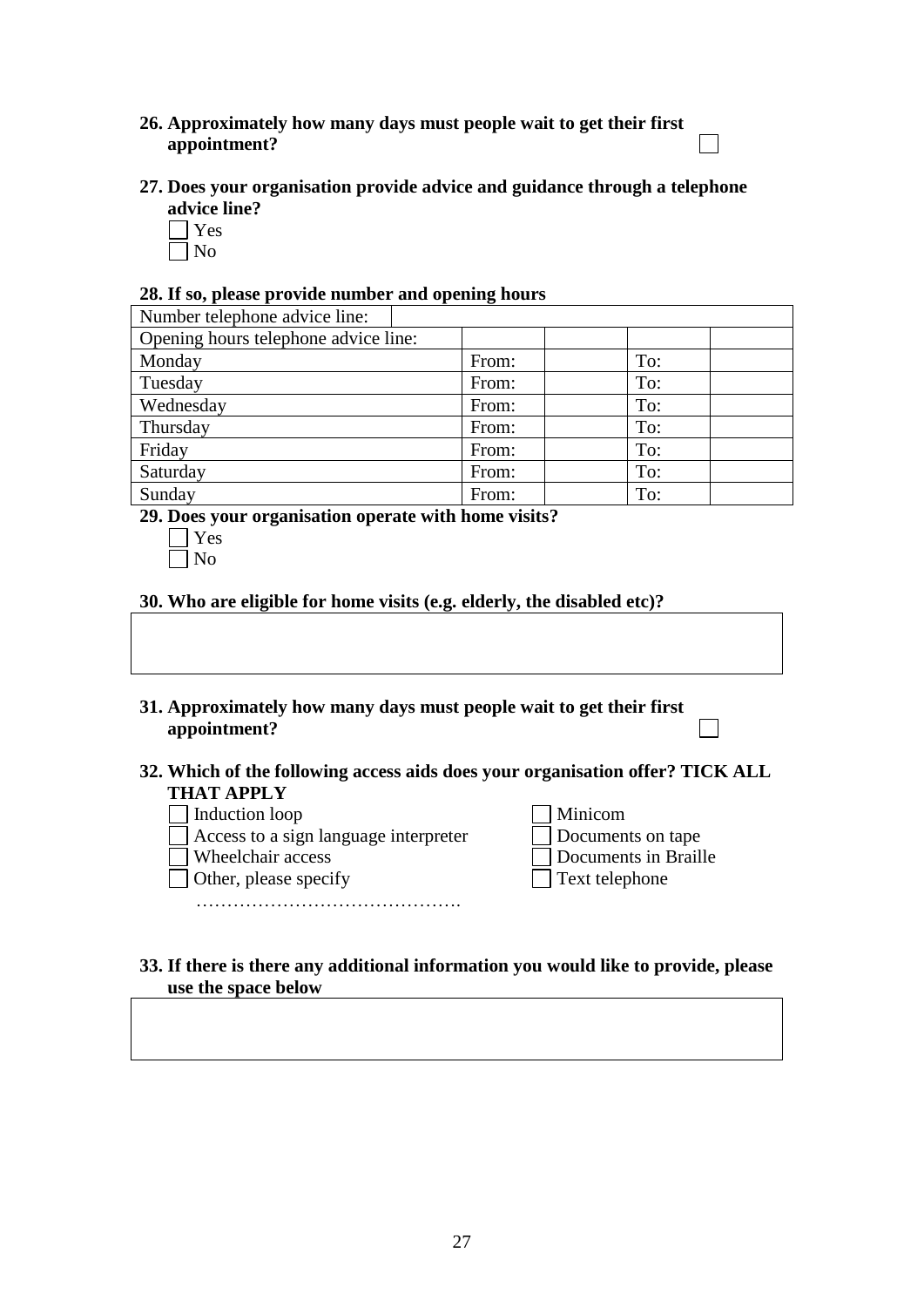**26. Approximately how many days must people wait to get their first appointment?** ☐

**27. Does your organisation provide advice and guidance through a telephone advice line?**

☐ Yes
☐ No

**28. If so, please provide number and opening hours**

| Number telephone advice line: | | | | |
|---|---|---|---|---|
| Opening hours telephone advice line: | | | | |
| Monday | From: | | To: | |
| Tuesday | From: | | To: | |
| Wednesday | From: | | To: | |
| Thursday | From: | | To: | |
| Friday | From: | | To: | |
| Saturday | From: | | To: | |
| Sunday | From: | | To: | |

**29. Does your organisation operate with home visits?**

☐ Yes
☐ No

**30. Who are eligible for home visits (e.g. elderly, the disabled etc)?**

| |
|---|
| |

**31. Approximately how many days must people wait to get their first appointment?** ☐

**32. Which of the following access aids does your organisation offer? TICK ALL THAT APPLY**

☐ Induction loop
☐ Access to a sign language interpreter
☐ Wheelchair access
☐ Other, please specify
……………………………………….
☐ Minicom
☐ Documents on tape
☐ Documents in Braille
☐ Text telephone

**33. If there is there any additional information you would like to provide, please use the space below**

| |
|---|
| |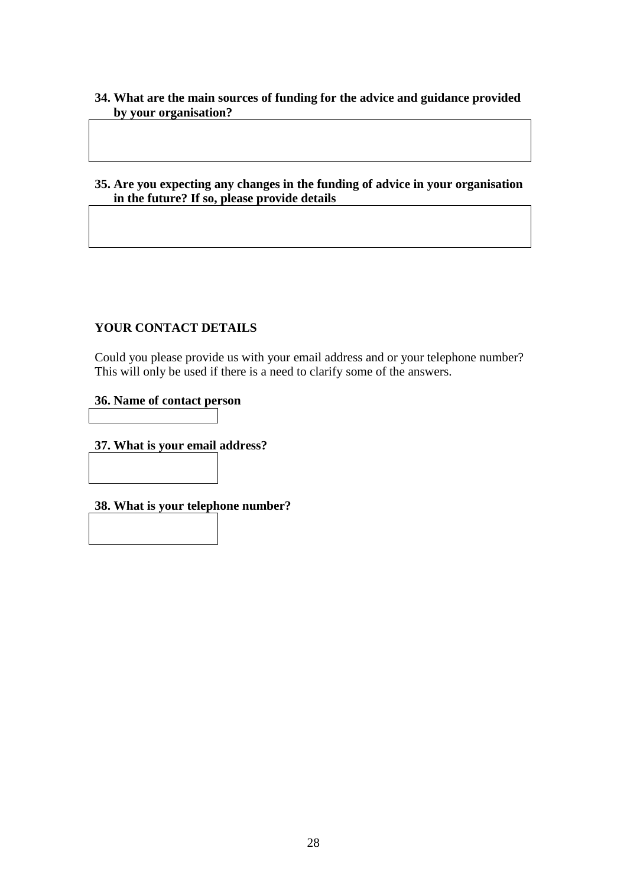**34. What are the main sources of funding for the advice and guidance provided by your organisation?**

**35. Are you expecting any changes in the funding of advice in your organisation in the future? If so, please provide details**

**YOUR CONTACT DETAILS**

Could you please provide us with your email address and or your telephone number? This will only be used if there is a need to clarify some of the answers.

**36. Name of contact person**

**37. What is your email address?**

**38. What is your telephone number?**